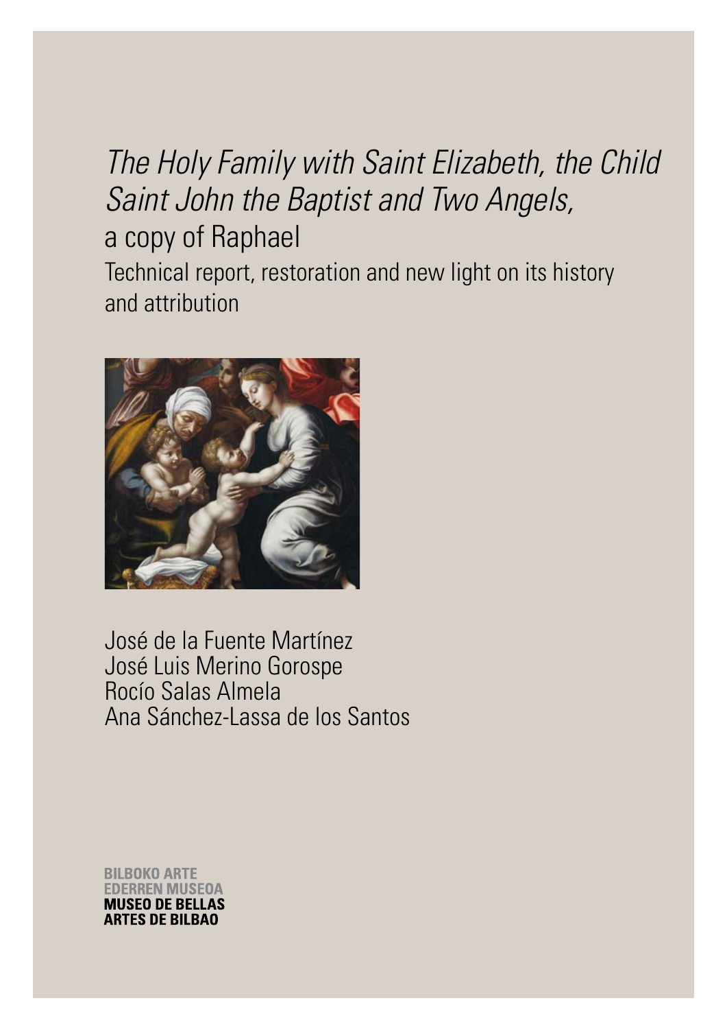# *The Holy Family with Saint Elizabeth, the Child Saint John the Baptist and Two Angels,* a copy of Raphael

## Technical report, restoration and new light on its history and attribution

José de la Fuente Martínez
José Luis Merino Gorospe
Rocío Salas Almela
Ana Sánchez-Lassa de los Santos

BILBOKO ARTE EDERREN MUSEOA
**MUSEO DE BELLAS ARTES DE BILBAO**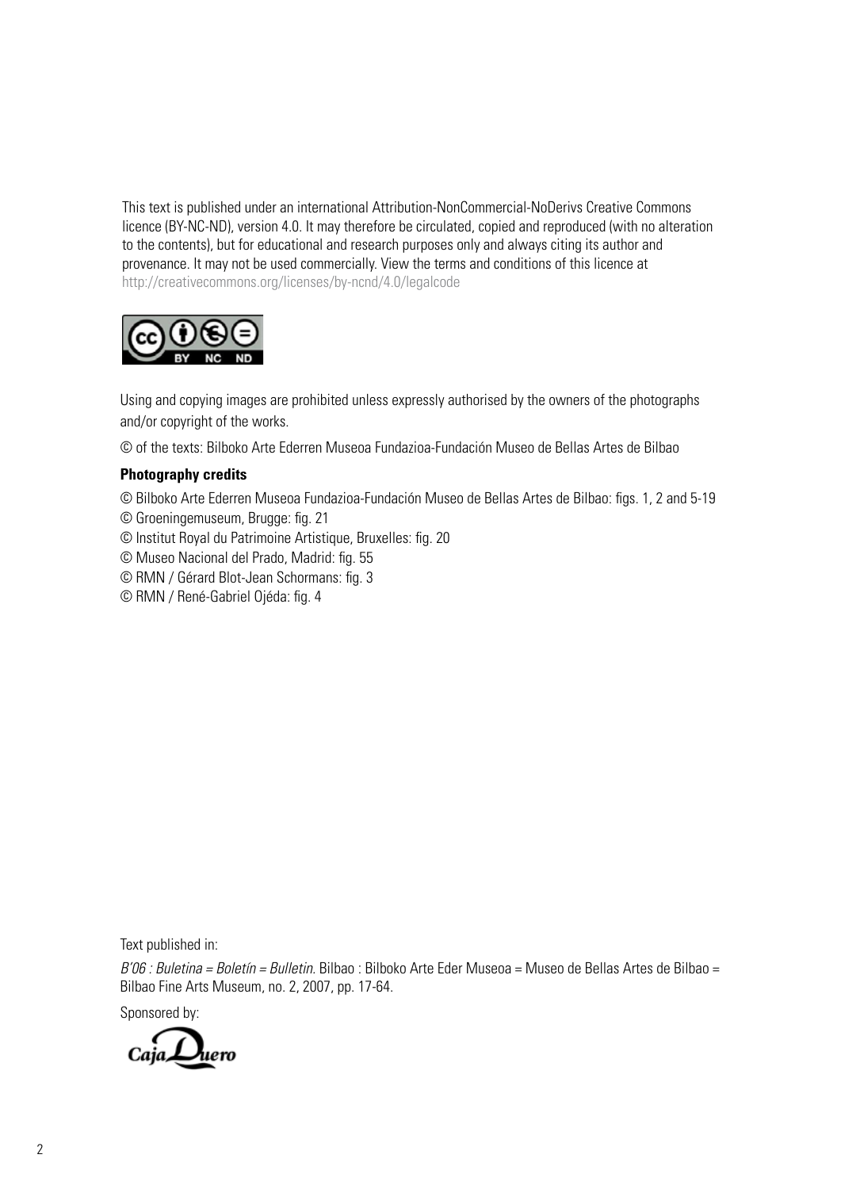This text is published under an international Attribution-NonCommercial-NoDerivs Creative Commons licence (BY-NC-ND), version 4.0. It may therefore be circulated, copied and reproduced (with no alteration to the contents), but for educational and research purposes only and always citing its author and provenance. It may not be used commercially. View the terms and conditions of this licence at http://creativecommons.org/licenses/by-ncnd/4.0/legalcode

Using and copying images are prohibited unless expressly authorised by the owners of the photographs and/or copyright of the works.

© of the texts: Bilboko Arte Ederren Museoa Fundazioa-Fundación Museo de Bellas Artes de Bilbao

**Photography credits**

© Bilboko Arte Ederren Museoa Fundazioa-Fundación Museo de Bellas Artes de Bilbao: figs. 1, 2 and 5-19
© Groeningemuseum, Brugge: fig. 21
© Institut Royal du Patrimoine Artistique, Bruxelles: fig. 20
© Museo Nacional del Prado, Madrid: fig. 55
© RMN / Gérard Blot-Jean Schormans: fig. 3
© RMN / René-Gabriel Ojéda: fig. 4

Text published in:

*B'06 : Buletina = Boletín = Bulletin*. Bilbao : Bilboko Arte Eder Museoa = Museo de Bellas Artes de Bilbao = Bilbao Fine Arts Museum, no. 2, 2007, pp. 17-64.

Sponsored by:

Caja Duero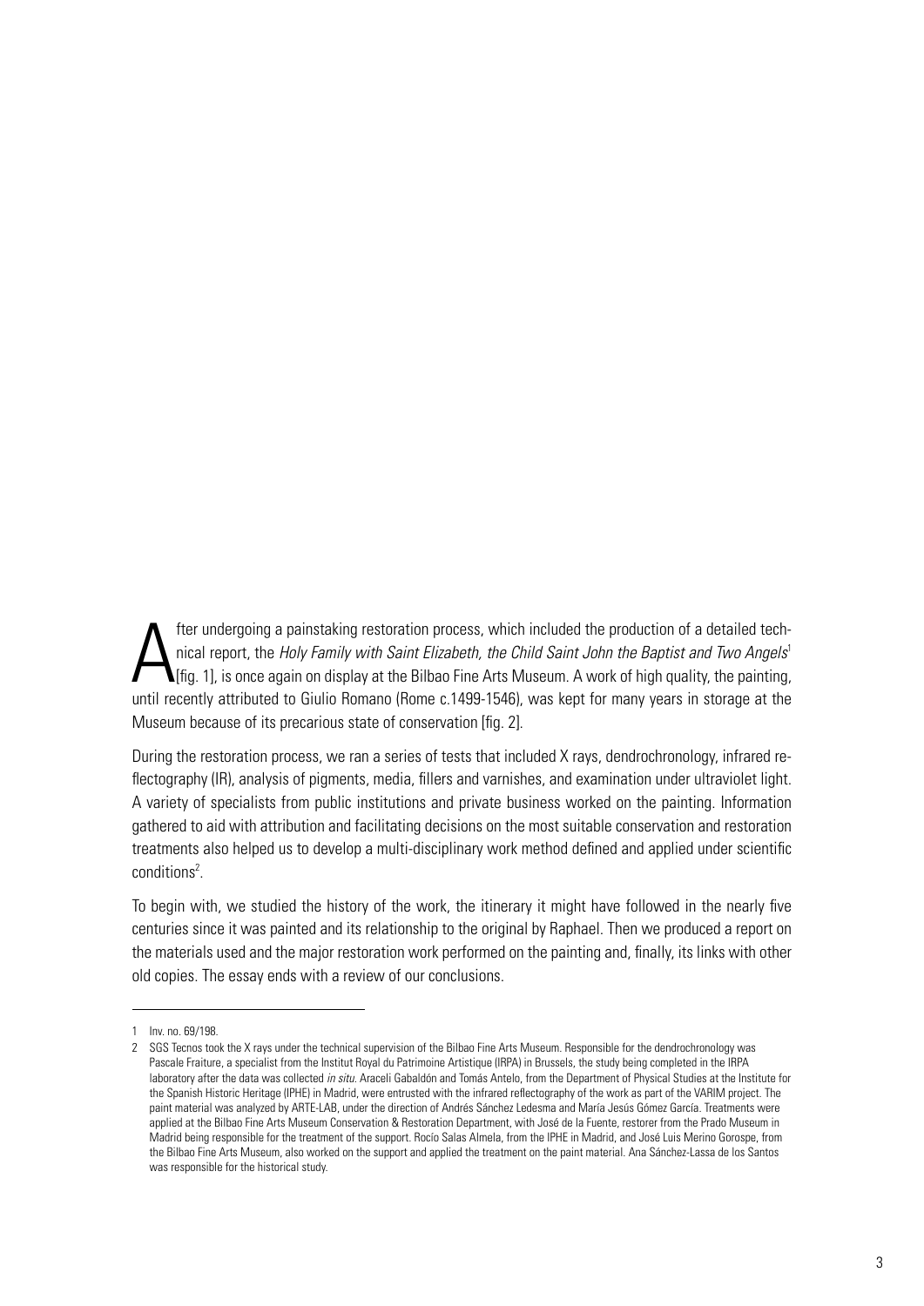After undergoing a painstaking restoration process, which included the production of a detailed technical report, the *Holy Family with Saint Elizabeth, the Child Saint John the Baptist and Two Angels*[1] [fig. 1], is once again on display at the Bilbao Fine Arts Museum. A work of high quality, the painting, until recently attributed to Giulio Romano (Rome c.1499-1546), was kept for many years in storage at the Museum because of its precarious state of conservation [fig. 2].

During the restoration process, we ran a series of tests that included X rays, dendrochronology, infrared reflectography (IR), analysis of pigments, media, fillers and varnishes, and examination under ultraviolet light. A variety of specialists from public institutions and private business worked on the painting. Information gathered to aid with attribution and facilitating decisions on the most suitable conservation and restoration treatments also helped us to develop a multi-disciplinary work method defined and applied under scientific conditions[2].

To begin with, we studied the history of the work, the itinerary it might have followed in the nearly five centuries since it was painted and its relationship to the original by Raphael. Then we produced a report on the materials used and the major restoration work performed on the painting and, finally, its links with other old copies. The essay ends with a review of our conclusions.

---

1 Inv. no. 69/198.

2 SGS Tecnos took the X rays under the technical supervision of the Bilbao Fine Arts Museum. Responsible for the dendrochronology was Pascale Fraiture, a specialist from the Institut Royal du Patrimoine Artistique (IRPA) in Brussels, the study being completed in the IRPA laboratory after the data was collected *in situ*. Araceli Gabaldón and Tomás Antelo, from the Department of Physical Studies at the Institute for the Spanish Historic Heritage (IPHE) in Madrid, were entrusted with the infrared reflectography of the work as part of the VARIM project. The paint material was analyzed by ARTE-LAB, under the direction of Andrés Sánchez Ledesma and María Jesús Gómez García. Treatments were applied at the Bilbao Fine Arts Museum Conservation & Restoration Department, with José de la Fuente, restorer from the Prado Museum in Madrid being responsible for the treatment of the support. Rocío Salas Almela, from the IPHE in Madrid, and José Luis Merino Gorospe, from the Bilbao Fine Arts Museum, also worked on the support and applied the treatment on the paint material. Ana Sánchez-Lassa de los Santos was responsible for the historical study.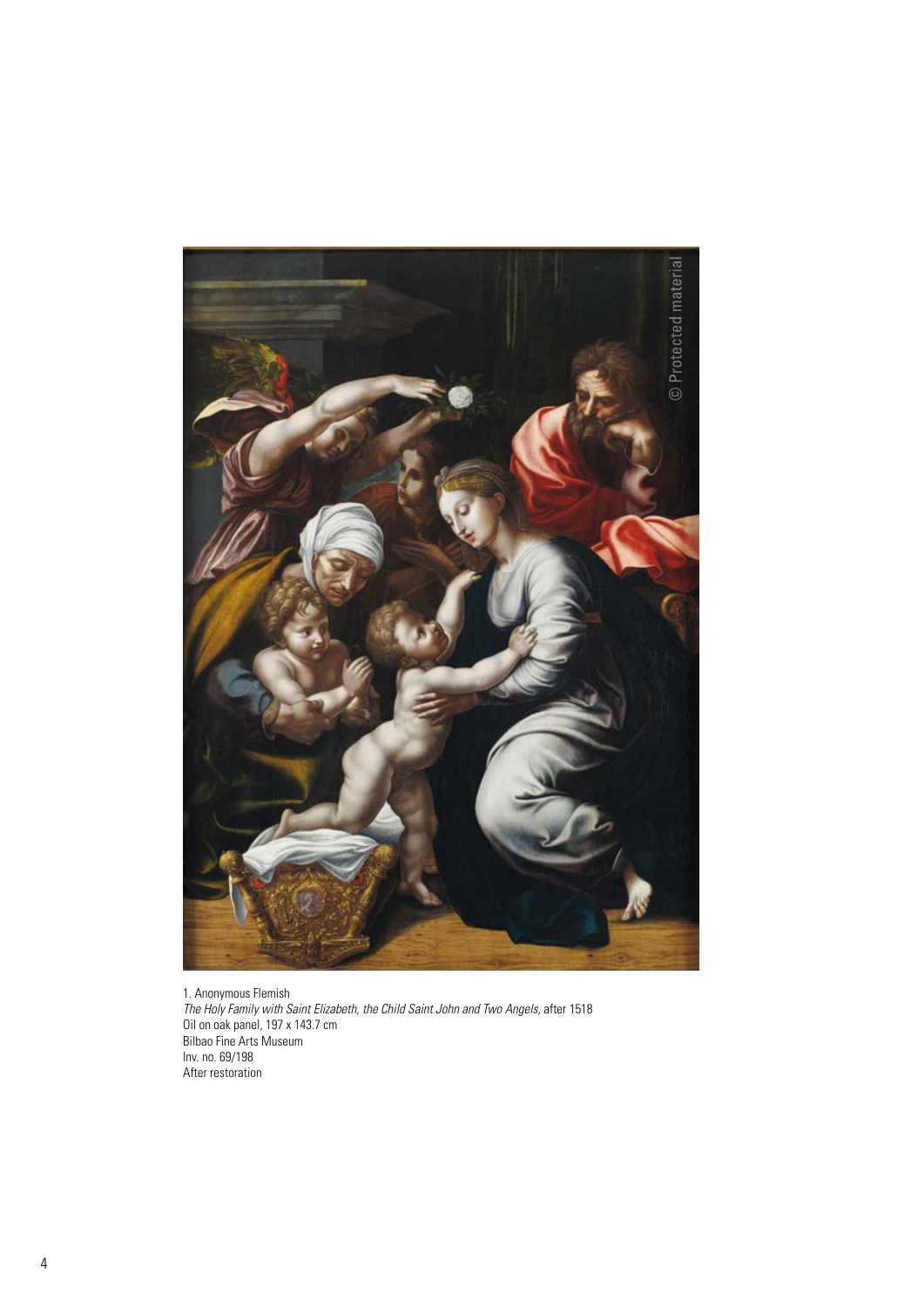1. Anonymous Flemish
*The Holy Family with Saint Elizabeth, the Child Saint John and Two Angels*, after 1518
Oil on oak panel, 197 x 143.7 cm
Bilbao Fine Arts Museum
Inv. no. 69/198
After restoration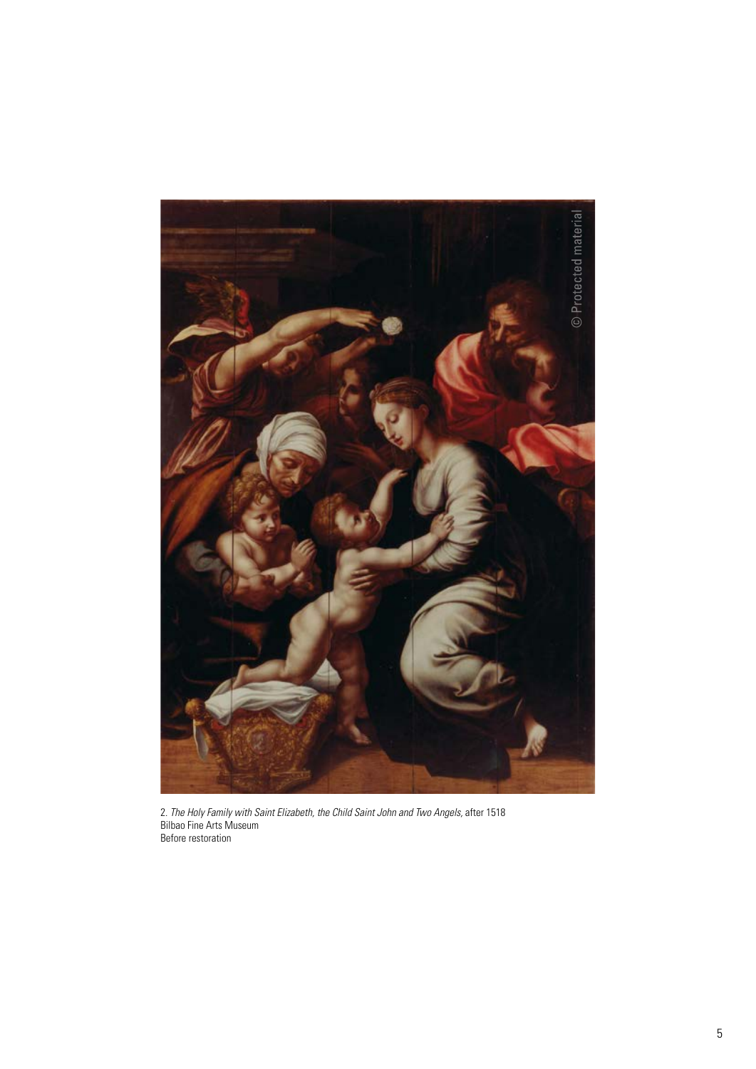2. *The Holy Family with Saint Elizabeth, the Child Saint John and Two Angels,* after 1518
Bilbao Fine Arts Museum
Before restoration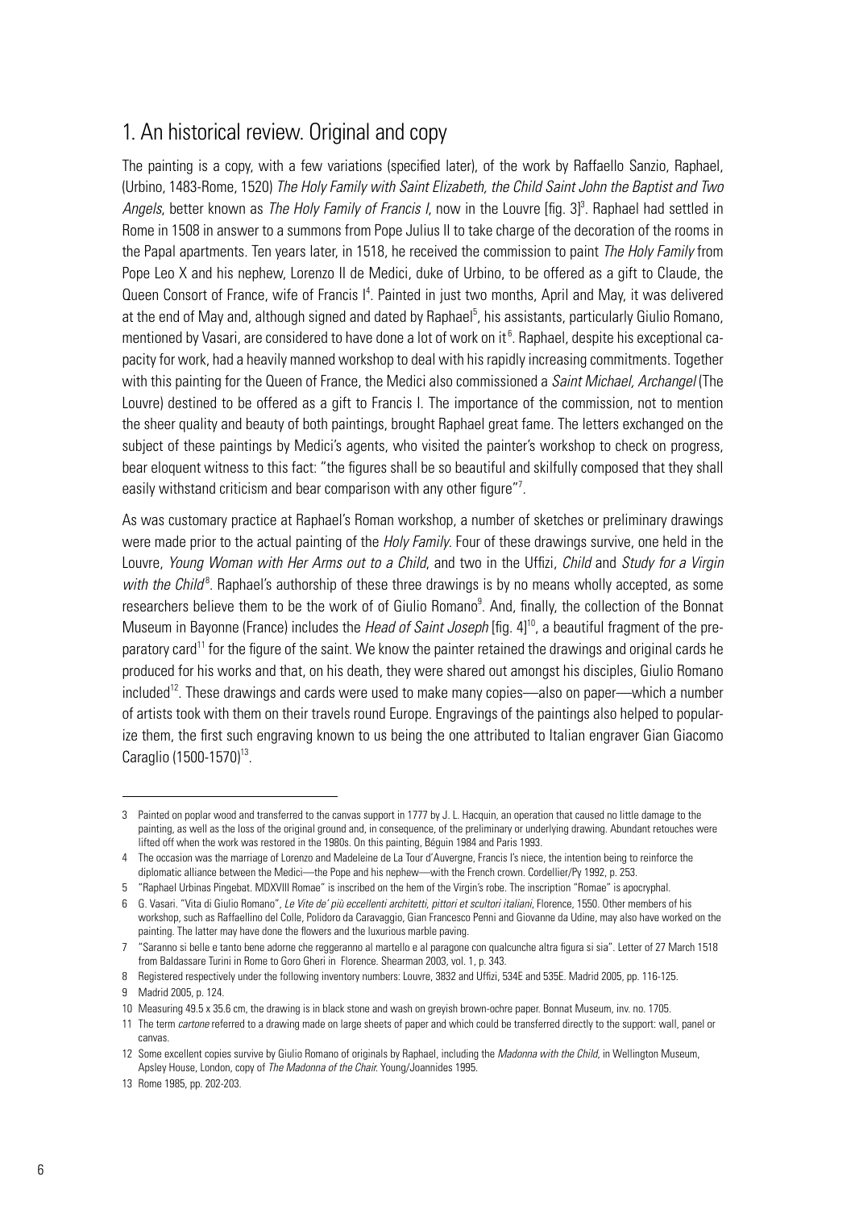## 1. An historical review. Original and copy

The painting is a copy, with a few variations (specified later), of the work by Raffaello Sanzio, Raphael, (Urbino, 1483-Rome, 1520) *The Holy Family with Saint Elizabeth, the Child Saint John the Baptist and Two Angels*, better known as *The Holy Family of Francis I*, now in the Louvre [fig. 3][3]. Raphael had settled in Rome in 1508 in answer to a summons from Pope Julius II to take charge of the decoration of the rooms in the Papal apartments. Ten years later, in 1518, he received the commission to paint *The Holy Family* from Pope Leo X and his nephew, Lorenzo II de Medici, duke of Urbino, to be offered as a gift to Claude, the Queen Consort of France, wife of Francis I[4]. Painted in just two months, April and May, it was delivered at the end of May and, although signed and dated by Raphael[5], his assistants, particularly Giulio Romano, mentioned by Vasari, are considered to have done a lot of work on it[6]. Raphael, despite his exceptional capacity for work, had a heavily manned workshop to deal with his rapidly increasing commitments. Together with this painting for the Queen of France, the Medici also commissioned a *Saint Michael, Archangel* (The Louvre) destined to be offered as a gift to Francis I. The importance of the commission, not to mention the sheer quality and beauty of both paintings, brought Raphael great fame. The letters exchanged on the subject of these paintings by Medici's agents, who visited the painter's workshop to check on progress, bear eloquent witness to this fact: "the figures shall be so beautiful and skilfully composed that they shall easily withstand criticism and bear comparison with any other figure"[7].

As was customary practice at Raphael's Roman workshop, a number of sketches or preliminary drawings were made prior to the actual painting of the *Holy Family*. Four of these drawings survive, one held in the Louvre, *Young Woman with Her Arms out to a Child*, and two in the Uffizi, *Child* and *Study for a Virgin with the Child*[8]. Raphael's authorship of these three drawings is by no means wholly accepted, as some researchers believe them to be the work of of Giulio Romano[9]. And, finally, the collection of the Bonnat Museum in Bayonne (France) includes the *Head of Saint Joseph* [fig. 4][10], a beautiful fragment of the preparatory card[11] for the figure of the saint. We know the painter retained the drawings and original cards he produced for his works and that, on his death, they were shared out amongst his disciples, Giulio Romano included[12]. These drawings and cards were used to make many copies—also on paper—which a number of artists took with them on their travels round Europe. Engravings of the paintings also helped to popularize them, the first such engraving known to us being the one attributed to Italian engraver Gian Giacomo Caraglio (1500-1570)[13].

---

3 Painted on poplar wood and transferred to the canvas support in 1777 by J. L. Hacquin, an operation that caused no little damage to the painting, as well as the loss of the original ground and, in consequence, of the preliminary or underlying drawing. Abundant retouches were lifted off when the work was restored in the 1980s. On this painting, Béguin 1984 and Paris 1993.

4 The occasion was the marriage of Lorenzo and Madeleine de La Tour d'Auvergne, Francis I's niece, the intention being to reinforce the diplomatic alliance between the Medici—the Pope and his nephew—with the French crown. Cordellier/Py 1992, p. 253.

5 "Raphael Urbinas Pingebat. MDXVIII Romae" is inscribed on the hem of the Virgin's robe. The inscription "Romae" is apocryphal.

6 G. Vasari. "Vita di Giulio Romano", *Le Vite de' più eccellenti architetti, pittori et scultori italiani*, Florence, 1550. Other members of his workshop, such as Raffaellino del Colle, Polidoro da Caravaggio, Gian Francesco Penni and Giovanne da Udine, may also have worked on the painting. The latter may have done the flowers and the luxurious marble paving.

7 "Saranno si belle e tanto bene adorne che reggeranno al martello e al paragone con qualcunche altra figura si sia". Letter of 27 March 1518 from Baldassare Turini in Rome to Goro Gheri in Florence. Shearman 2003, vol. 1, p. 343.

8 Registered respectively under the following inventory numbers: Louvre, 3832 and Uffizi, 534E and 535E. Madrid 2005, pp. 116-125.

9 Madrid 2005, p. 124.

10 Measuring 49.5 x 35.6 cm, the drawing is in black stone and wash on greyish brown-ochre paper. Bonnat Museum, inv. no. 1705.

11 The term *cartone* referred to a drawing made on large sheets of paper and which could be transferred directly to the support: wall, panel or canvas.

12 Some excellent copies survive by Giulio Romano of originals by Raphael, including the *Madonna with the Child*, in Wellington Museum, Apsley House, London, copy of *The Madonna of the Chair*. Young/Joannides 1995.

13 Rome 1985, pp. 202-203.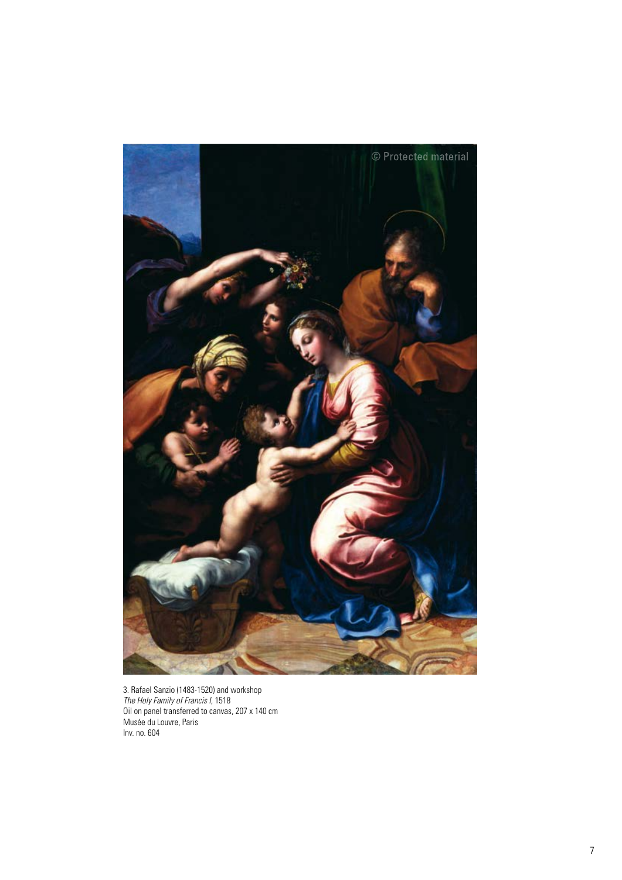3. Rafael Sanzio (1483-1520) and workshop
*The Holy Family of Francis I*, 1518
Oil on panel transferred to canvas, 207 x 140 cm
Musée du Louvre, Paris
Inv. no. 604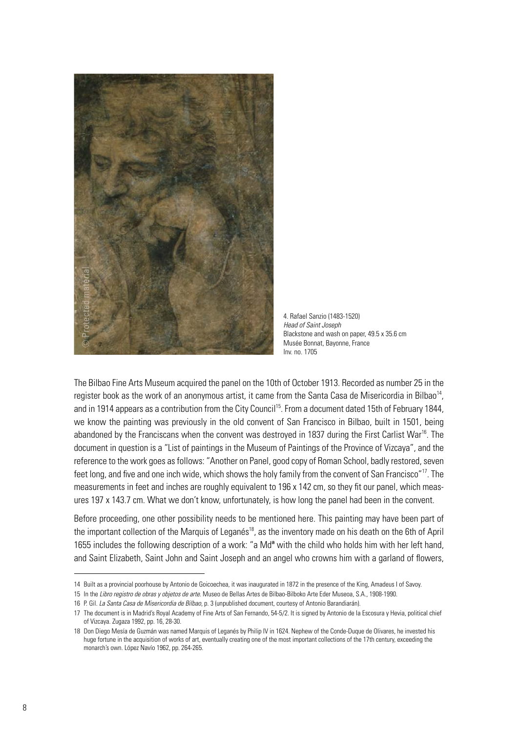4. Rafael Sanzio (1483-1520)
*Head of Saint Joseph*
Blackstone and wash on paper, 49.5 x 35.6 cm
Musée Bonnat, Bayonne, France
Inv. no. 1705

The Bilbao Fine Arts Museum acquired the panel on the 10th of October 1913. Recorded as number 25 in the register book as the work of an anonymous artist, it came from the Santa Casa de Misericordia in Bilbao[14], and in 1914 appears as a contribution from the City Council[15]. From a document dated 15th of February 1844, we know the painting was previously in the old convent of San Francisco in Bilbao, built in 1501, being abandoned by the Franciscans when the convent was destroyed in 1837 during the First Carlist War[16]. The document in question is a "List of paintings in the Museum of Paintings of the Province of Vizcaya", and the reference to the work goes as follows: "Another on Panel, good copy of Roman School, badly restored, seven feet long, and five and one inch wide, which shows the holy family from the convent of San Francisco"[17]. The measurements in feet and inches are roughly equivalent to 196 x 142 cm, so they fit our panel, which measures 197 x 143.7 cm. What we don't know, unfortunately, is how long the panel had been in the convent.

Before proceeding, one other possibility needs to be mentioned here. This painting may have been part of the important collection of the Marquis of Leganés[18], as the inventory made on his death on the 6th of April 1655 includes the following description of a work: "a Mdª with the child who holds him with her left hand, and Saint Elizabeth, Saint John and Saint Joseph and an angel who crowns him with a garland of flowers,

---

14 Built as a provincial poorhouse by Antonio de Goicoechea, it was inaugurated in 1872 in the presence of the King, Amadeus I of Savoy.

15 In the *Libro registro de obras y objetos de arte*. Museo de Bellas Artes de Bilbao-Bilboko Arte Eder Museoa, S.A., 1908-1990.

16 P. Gil. *La Santa Casa de Misericordia de Bilbao*, p. 3 (unpublished document, courtesy of Antonio Barandiarán).

17 The document is in Madrid's Royal Academy of Fine Arts of San Fernando, 54-5/2. It is signed by Antonio de la Escosura y Hevia, political chief of Vizcaya. Zugaza 1992, pp. 16, 28-30.

18 Don Diego Mesía de Guzmán was named Marquis of Leganés by Philip IV in 1624. Nephew of the Conde-Duque de Olivares, he invested his huge fortune in the acquisition of works of art, eventually creating one of the most important collections of the 17th century, exceeding the monarch's own. López Navío 1962, pp. 264-265.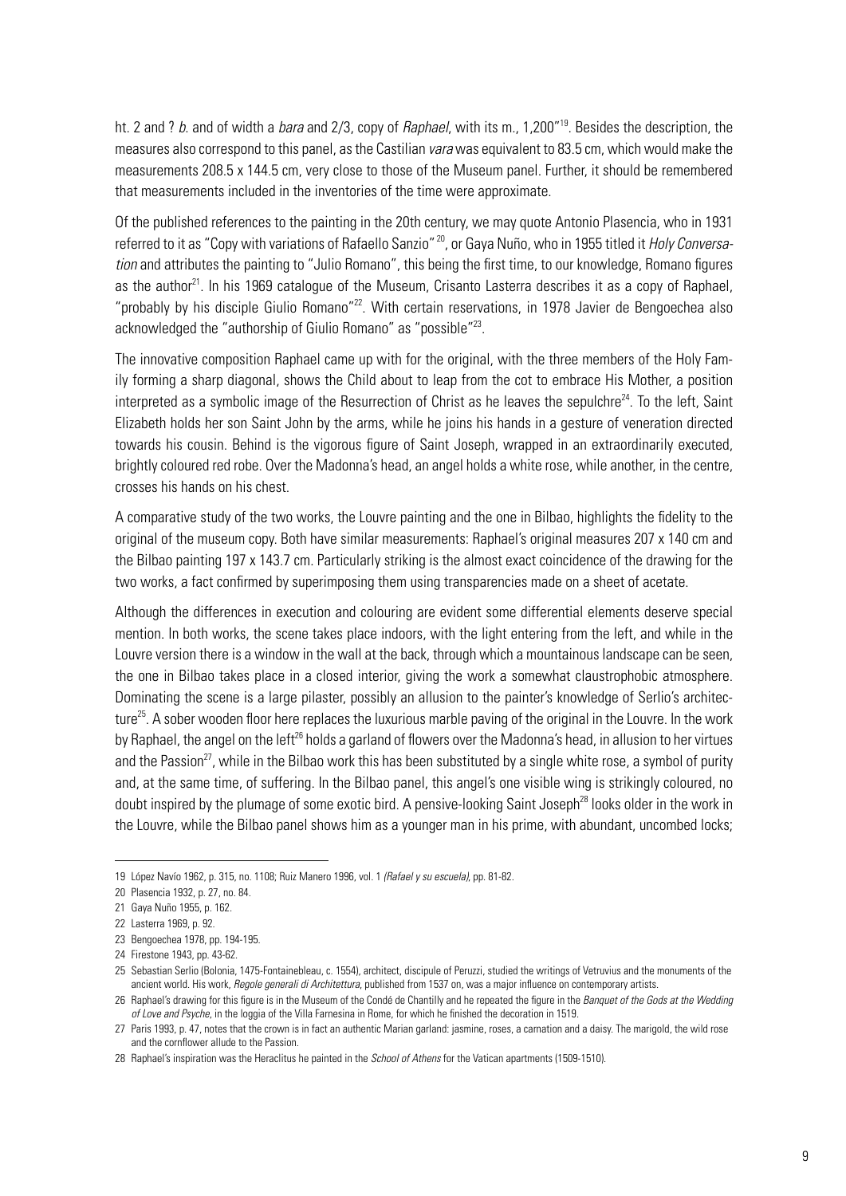ht. 2 and ? *b*. and of width a *bara* and 2/3, copy of *Raphael*, with its m., 1,200"[19]. Besides the description, the measures also correspond to this panel, as the Castilian *vara* was equivalent to 83.5 cm, which would make the measurements 208.5 x 144.5 cm, very close to those of the Museum panel. Further, it should be remembered that measurements included in the inventories of the time were approximate.

Of the published references to the painting in the 20th century, we may quote Antonio Plasencia, who in 1931 referred to it as "Copy with variations of Rafaello Sanzio" [20], or Gaya Nuño, who in 1955 titled it *Holy Conversation* and attributes the painting to "Julio Romano", this being the first time, to our knowledge, Romano figures as the author[21]. In his 1969 catalogue of the Museum, Crisanto Lasterra describes it as a copy of Raphael, "probably by his disciple Giulio Romano"[22]. With certain reservations, in 1978 Javier de Bengoechea also acknowledged the "authorship of Giulio Romano" as "possible"[23].

The innovative composition Raphael came up with for the original, with the three members of the Holy Family forming a sharp diagonal, shows the Child about to leap from the cot to embrace His Mother, a position interpreted as a symbolic image of the Resurrection of Christ as he leaves the sepulchre[24]. To the left, Saint Elizabeth holds her son Saint John by the arms, while he joins his hands in a gesture of veneration directed towards his cousin. Behind is the vigorous figure of Saint Joseph, wrapped in an extraordinarily executed, brightly coloured red robe. Over the Madonna's head, an angel holds a white rose, while another, in the centre, crosses his hands on his chest.

A comparative study of the two works, the Louvre painting and the one in Bilbao, highlights the fidelity to the original of the museum copy. Both have similar measurements: Raphael's original measures 207 x 140 cm and the Bilbao painting 197 x 143.7 cm. Particularly striking is the almost exact coincidence of the drawing for the two works, a fact confirmed by superimposing them using transparencies made on a sheet of acetate.

Although the differences in execution and colouring are evident some differential elements deserve special mention. In both works, the scene takes place indoors, with the light entering from the left, and while in the Louvre version there is a window in the wall at the back, through which a somewhat mountainous landscape can be seen, the one in Bilbao takes place in a closed interior, giving the work a somewhat claustrophobic atmosphere. Dominating the scene is a large pilaster, possibly an allusion to the painter's knowledge of Serlio's architecture[25]. A sober wooden floor here replaces the luxurious marble paving of the original in the Louvre. In the work by Raphael, the angel on the left[26] holds a garland of flowers over the Madonna's head, in allusion to her virtues and the Passion[27], while in the Bilbao work this has been substituted by a single white rose, a symbol of purity and, at the same time, of suffering. In the Bilbao panel, this angel's one visible wing is strikingly coloured, no doubt inspired by the plumage of some exotic bird. A pensive-looking Saint Joseph[28] looks older in the work in the Louvre, while the Bilbao panel shows him as a younger man in his prime, with abundant, uncombed locks;

---

19 López Navío 1962, p. 315, no. 1108; Ruiz Manero 1996, vol. 1 *(Rafael y su escuela)*, pp. 81-82.

20 Plasencia 1932, p. 27, no. 84.

21 Gaya Nuño 1955, p. 162.

22 Lasterra 1969, p. 92.

23 Bengoechea 1978, pp. 194-195.

24 Firestone 1943, pp. 43-62.

25 Sebastian Serlio (Bolonia, 1475-Fontainebleau, c. 1554), architect, discipule of Peruzzi, studied the writings of Vetruvius and the monuments of the ancient world. His work, *Regole generali di Architettura*, published from 1537 on, was a major influence on contemporary artists.

26 Raphael's drawing for this figure is in the Museum of the Condé de Chantilly and he repeated the figure in the *Banquet of the Gods at the Wedding of Love and Psyche*, in the loggia of the Villa Farnesina in Rome, for which he finished the decoration in 1519.

27 Paris 1993, p. 47, notes that the crown is in fact an authentic Marian garland: jasmine, roses, a carnation and a daisy. The marigold, the wild rose and the cornflower allude to the Passion.

28 Raphael's inspiration was the Heraclitus he painted in the *School of Athens* for the Vatican apartments (1509-1510).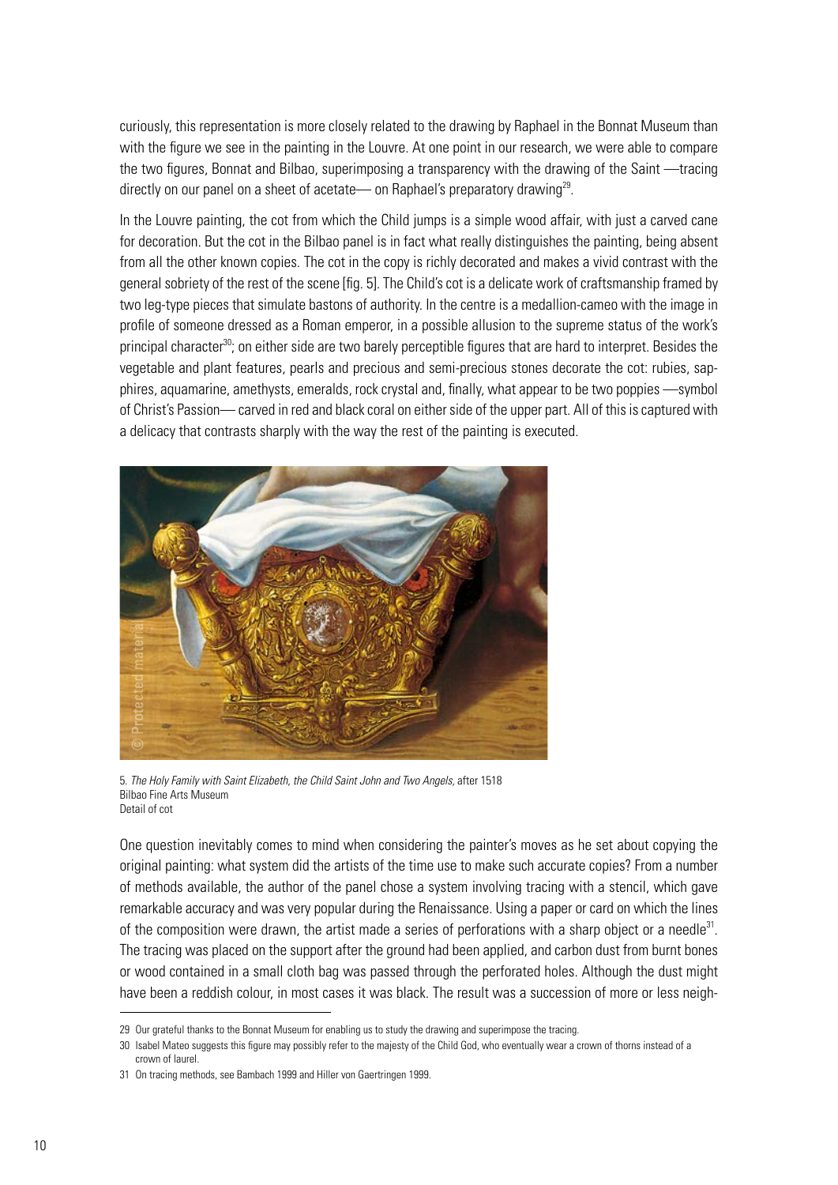curiously, this representation is more closely related to the drawing by Raphael in the Bonnat Museum than with the figure we see in the painting in the Louvre. At one point in our research, we were able to compare the two figures, Bonnat and Bilbao, superimposing a transparency with the drawing of the Saint —tracing directly on our panel on a sheet of acetate— on Raphael's preparatory drawing[29].

In the Louvre painting, the cot from which the Child jumps is a simple wood affair, with just a carved cane for decoration. But the cot in the Bilbao panel is in fact what really distinguishes the painting, being absent from all the other known copies. The cot in the copy is richly decorated and makes a vivid contrast with the general sobriety of the rest of the scene [fig. 5]. The Child's cot is a delicate work of craftsmanship framed by two leg-type pieces that simulate bastons of authority. In the centre is a medallion-cameo with the image in profile of someone dressed as a Roman emperor, in a possible allusion to the supreme status of the work's principal character[30]; on either side are two barely perceptible figures that are hard to interpret. Besides the vegetable and plant features, pearls and precious and semi-precious stones decorate the cot: rubies, sapphires, aquamarine, amethysts, emeralds, rock crystal and, finally, what appear to be two poppies —symbol of Christ's Passion— carved in red and black coral on either side of the upper part. All of this is captured with a delicacy that contrasts sharply with the way the rest of the painting is executed.

5. *The Holy Family with Saint Elizabeth, the Child Saint John and Two Angels*, after 1518
Bilbao Fine Arts Museum
Detail of cot

One question inevitably comes to mind when considering the painter's moves as he set about copying the original painting: what system did the artists of the time use to make such accurate copies? From a number of methods available, the author of the panel chose a system involving tracing with a stencil, which gave remarkable accuracy and was very popular during the Renaissance. Using a paper or card on which the lines of the composition were drawn, the artist made a series of perforations with a sharp object or a needle[31]. The tracing was placed on the support after the ground had been applied, and carbon dust from burnt bones or wood contained in a small cloth bag was passed through the perforated holes. Although the dust might have been a reddish colour, in most cases it was black. The result was a succession of more or less neigh-

---

29 Our grateful thanks to the Bonnat Museum for enabling us to study the drawing and superimpose the tracing.

30 Isabel Mateo suggests this figure may possibly refer to the majesty of the Child God, who eventually wear a crown of thorns instead of a crown of laurel.

31 On tracing methods, see Bambach 1999 and Hiller von Gaertringen 1999.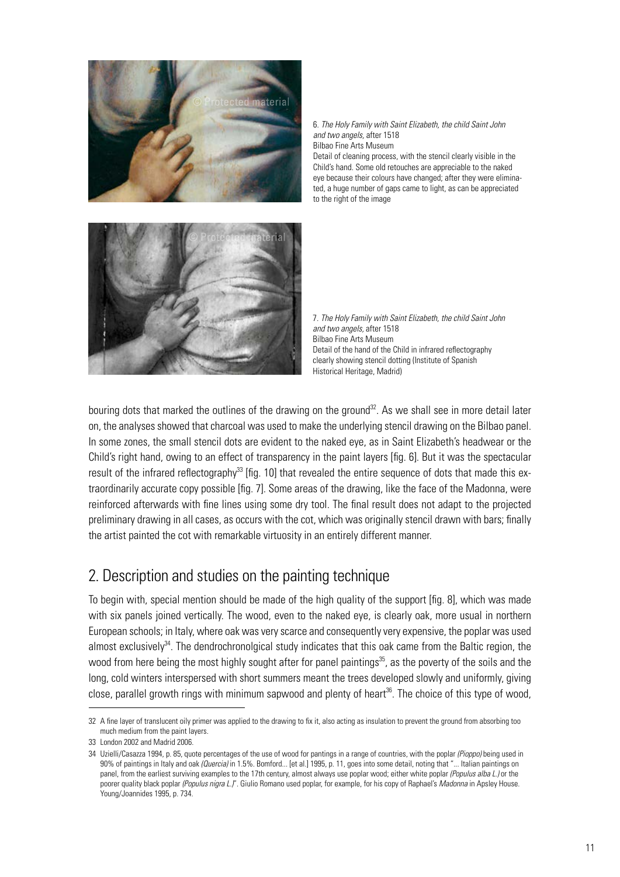6. *The Holy Family with Saint Elizabeth, the child Saint John and two angels*, after 1518
Bilbao Fine Arts Museum
Detail of cleaning process, with the stencil clearly visible in the Child's hand. Some old retouches are appreciable to the naked eye because their colours have changed; after they were eliminated, a huge number of gaps came to light, as can be appreciated to the right of the image

7. *The Holy Family with Saint Elizabeth, the child Saint John and two angels*, after 1518
Bilbao Fine Arts Museum
Detail of the hand of the Child in infrared reflectography clearly showing stencil dotting (Institute of Spanish Historical Heritage, Madrid)

bouring dots that marked the outlines of the drawing on the ground[32]. As we shall see in more detail later on, the analyses showed that charcoal was used to make the underlying stencil drawing on the Bilbao panel. In some zones, the small stencil dots are evident to the naked eye, as in Saint Elizabeth's headwear or the Child's right hand, owing to an effect of transparency in the paint layers [fig. 6]. But it was the spectacular result of the infrared reflectography[33] [fig. 10] that revealed the entire sequence of dots that made this extraordinarily accurate copy possible [fig. 7]. Some areas of the drawing, like the face of the Madonna, were reinforced afterwards with fine lines using some dry tool. The final result does not adapt to the projected preliminary drawing in all cases, as occurs with the cot, which was originally stencil drawn with bars; finally the artist painted the cot with remarkable virtuosity in an entirely different manner.

## 2. Description and studies on the painting technique

To begin with, special mention should be made of the high quality of the support [fig. 8], which was made with six panels joined vertically. The wood, even to the naked eye, is clearly oak, more usual in northern European schools; in Italy, where oak was very scarce and consequently very expensive, the poplar was used almost exclusively[34]. The dendrochronolgical study indicates that this oak came from the Baltic region, the wood from here being the most highly sought after for panel paintings[35], as the poverty of the soils and the long, cold winters interspersed with short summers meant the trees developed slowly and uniformly, giving close, parallel growth rings with minimum sapwood and plenty of heart[36]. The choice of this type of wood,

32 A fine layer of translucent oily primer was applied to the drawing to fix it, also acting as insulation to prevent the ground from absorbing too much medium from the paint layers.

33 London 2002 and Madrid 2006.

34 Uzielli/Casazza 1994, p. 85, quote percentages of the use of wood for pantings in a range of countries, with the poplar *(Pioppo)* being used in 90% of paintings in Italy and oak *(Quercia)* in 1.5%. Bomford... [et al.] 1995, p. 11, goes into some detail, noting that "... Italian paintings on panel, from the earliest surviving examples to the 17th century, almost always use poplar wood; either white poplar *(Populus alba L.)* or the poorer quality black poplar *(Populus nigra L.)*". Giulio Romano used poplar, for example, for his copy of Raphael's *Madonna* in Apsley House. Young/Joannides 1995, p. 734.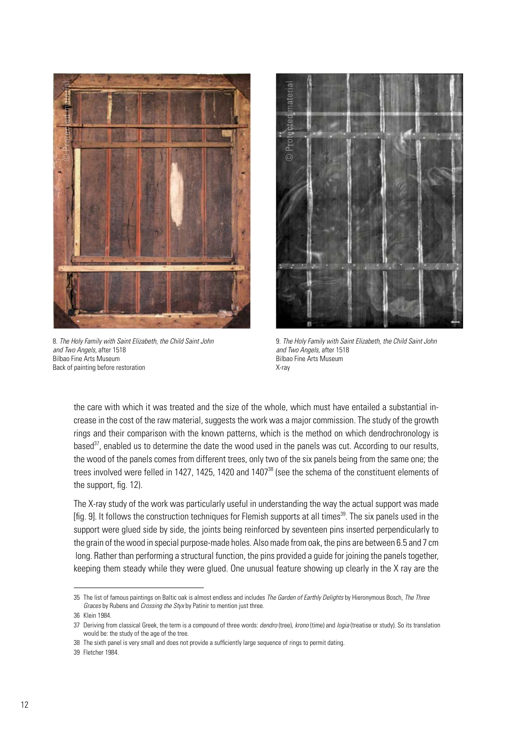8. *The Holy Family with Saint Elizabeth, the Child Saint John and Two Angels*, after 1518
Bilbao Fine Arts Museum
Back of painting before restoration

9. *The Holy Family with Saint Elizabeth, the Child Saint John and Two Angels*, after 1518
Bilbao Fine Arts Museum
X-ray

the care with which it was treated and the size of the whole, which must have entailed a substantial increase in the cost of the raw material, suggests the work was a major commission. The study of the growth rings and their comparison with the known patterns, which is the method on which dendrochronology is based[37], enabled us to determine the date the wood used in the panels was cut. According to our results, the wood of the panels comes from different trees, only two of the six panels being from the same one; the trees involved were felled in 1427, 1425, 1420 and 1407[38] (see the schema of the constituent elements of the support, fig. 12).

The X-ray study of the work was particularly useful in understanding the way the actual support was made [fig. 9]. It follows the construction techniques for Flemish supports at all times[39]. The six panels used in the support were glued side by side, the joints being reinforced by seventeen pins inserted perpendicularly to the grain of the wood in special purpose-made holes. Also made from oak, the pins are between 6.5 and 7 cm long. Rather than performing a structural function, the pins provided a guide for joining the panels together, keeping them steady while they were glued. One unusual feature showing up clearly in the X ray are the

---

35 The list of famous paintings on Baltic oak is almost endless and includes *The Garden of Earthly Delights* by Hieronymous Bosch, *The Three Graces* by Rubens and *Crossing the Styx* by Patinir to mention just three.

36 Klein 1984.

37 Deriving from classical Greek, the term is a compound of three words: *dendro* (tree), *krono* (time) and *logia* (treatise or study). So its translation would be: the study of the age of the tree.

38 The sixth panel is very small and does not provide a sufficiently large sequence of rings to permit dating.

39 Fletcher 1984.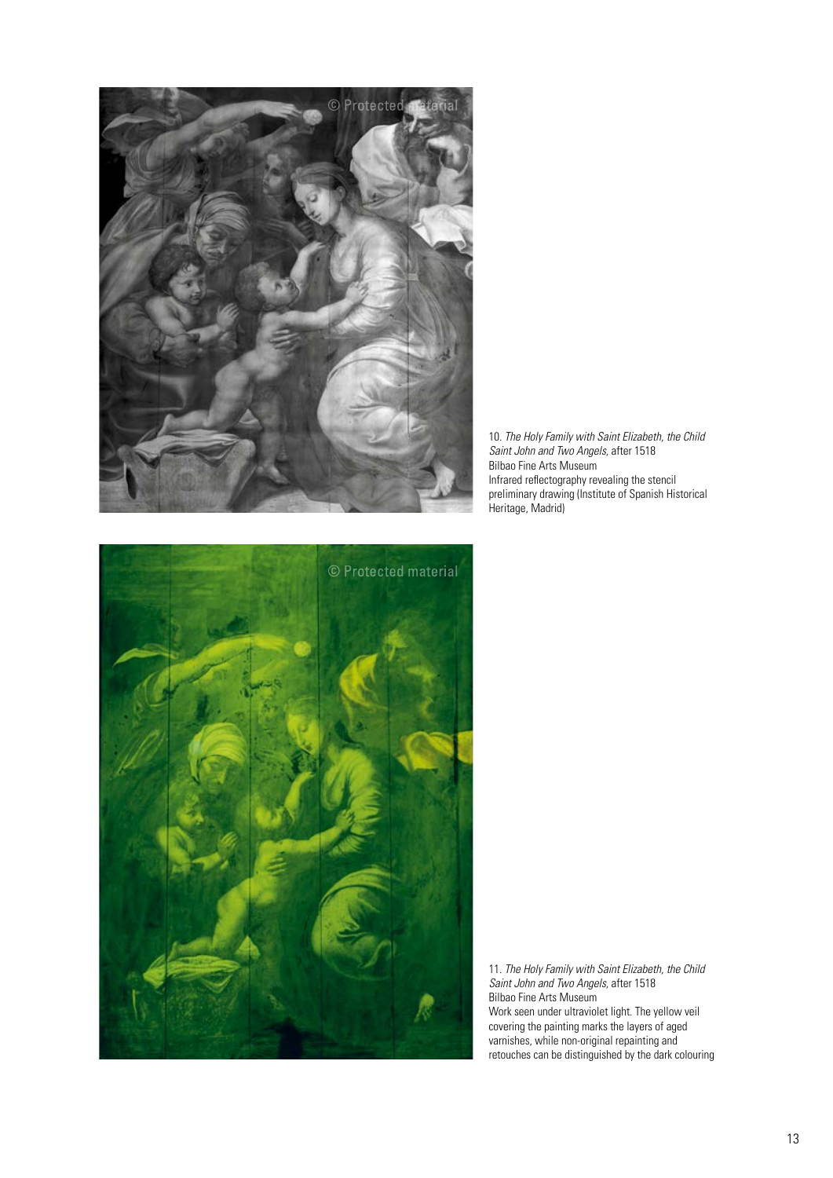10. *The Holy Family with Saint Elizabeth, the Child Saint John and Two Angels*, after 1518
Bilbao Fine Arts Museum
Infrared reflectography revealing the stencil preliminary drawing (Institute of Spanish Historical Heritage, Madrid)

11. *The Holy Family with Saint Elizabeth, the Child Saint John and Two Angels*, after 1518
Bilbao Fine Arts Museum
Work seen under ultraviolet light. The yellow veil covering the painting marks the layers of aged varnishes, while non-original repainting and retouches can be distinguished by the dark colouring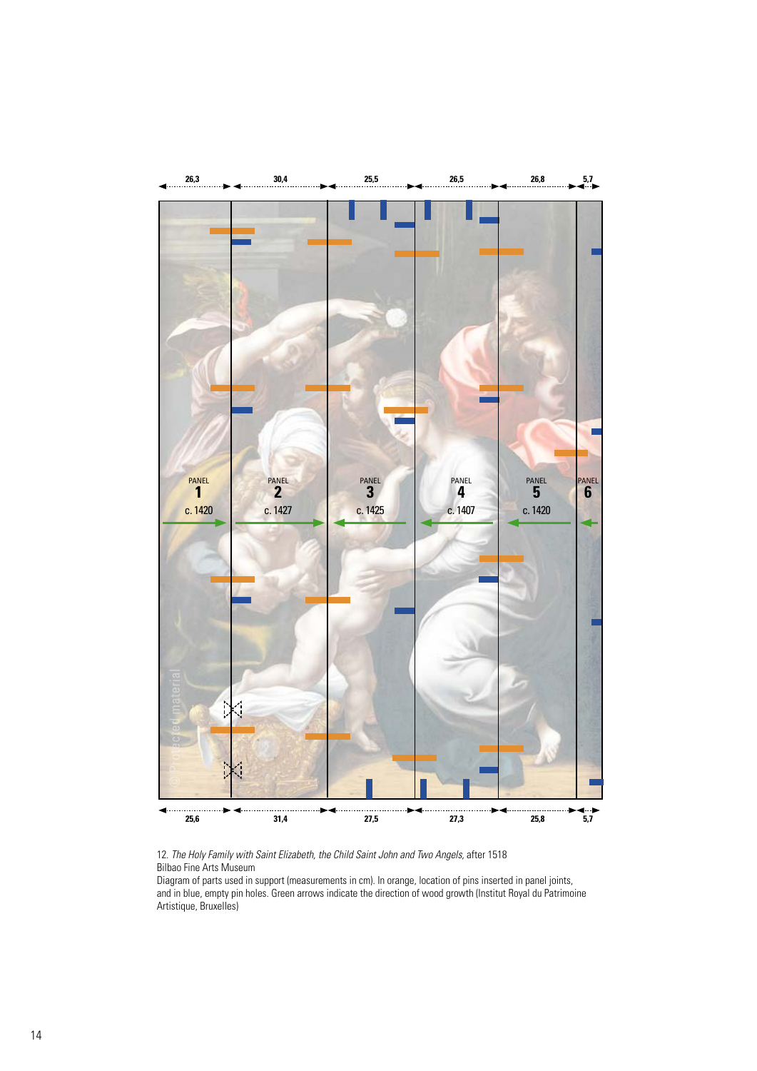| | Panel 1 | Panel 2 | Panel 3 | Panel 4 | Panel 5 | Panel 6 |
|---|---|---|---|---|---|---|
| Top width (cm) | 26,3 | 30,4 | 25,5 | 26,5 | 26,8 | 5,7 |
| Date | c. 1420 | c. 1427 | c. 1425 | c. 1407 | c. 1420 | |
| Bottom width (cm) | 25,6 | 31,4 | 27,5 | 27,3 | 25,8 | 5,7 |

12. *The Holy Family with Saint Elizabeth, the Child Saint John and Two Angels*, after 1518
Bilbao Fine Arts Museum
Diagram of parts used in support (measurements in cm). In orange, location of pins inserted in panel joints, and in blue, empty pin holes. Green arrows indicate the direction of wood growth (Institut Royal du Patrimoine Artistique, Bruxelles)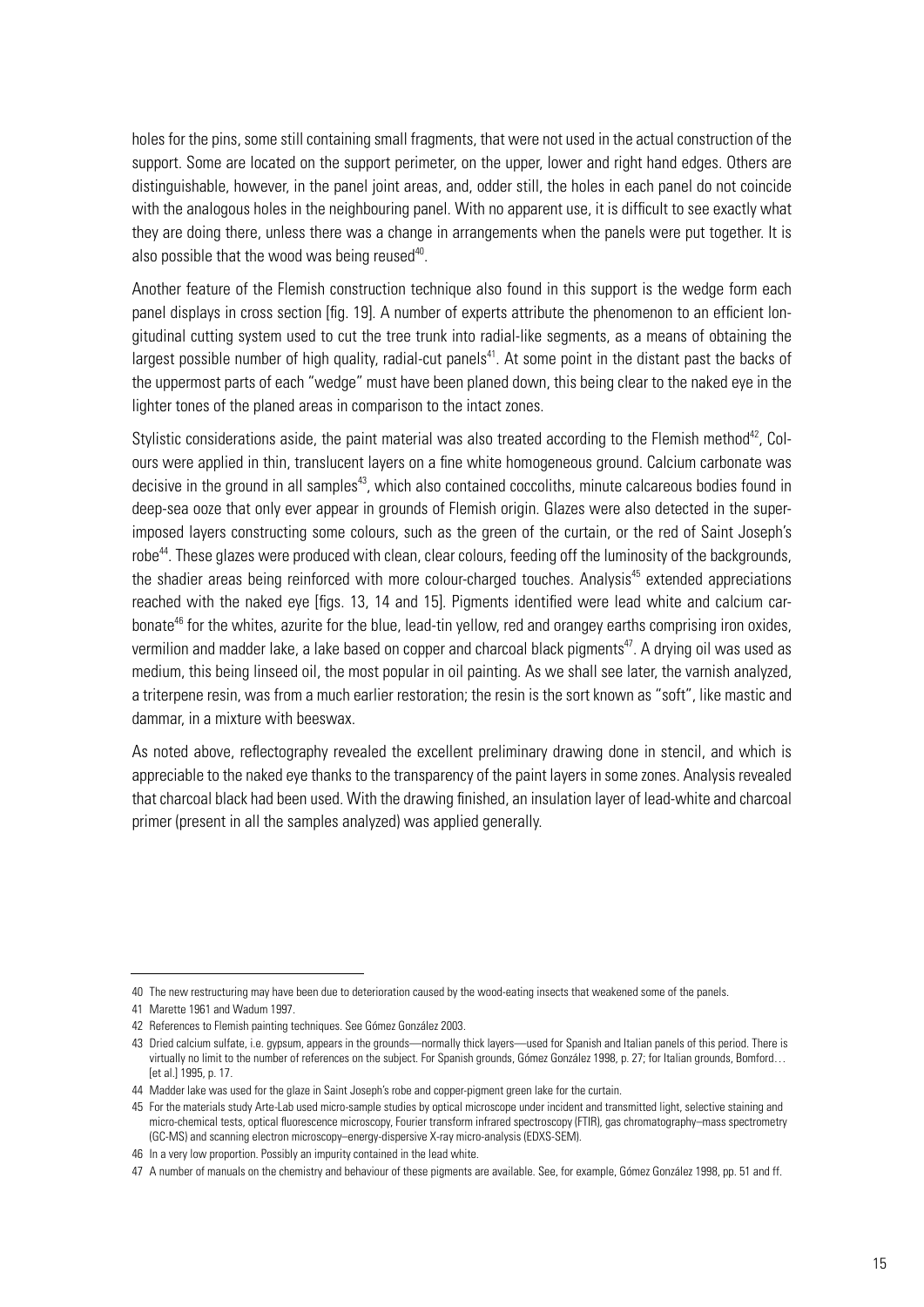holes for the pins, some still containing small fragments, that were not used in the actual construction of the support. Some are located on the support perimeter, on the upper, lower and right hand edges. Others are distinguishable, however, in the panel joint areas, and, odder still, the holes in each panel do not coincide with the analogous holes in the neighbouring panel. With no apparent use, it is difficult to see exactly what they are doing there, unless there was a change in arrangements when the panels were put together. It is also possible that the wood was being reused[40].

Another feature of the Flemish construction technique also found in this support is the wedge form each panel displays in cross section [fig. 19]. A number of experts attribute the phenomenon to an efficient longitudinal cutting system used to cut the tree trunk into radial-like segments, as a means of obtaining the largest possible number of high quality, radial-cut panels[41]. At some point in the distant past the backs of the uppermost parts of each "wedge" must have been planed down, this being clear to the naked eye in the lighter tones of the planed areas in comparison to the intact zones.

Stylistic considerations aside, the paint material was also treated according to the Flemish method[42], Colours were applied in thin, translucent layers on a fine white homogeneous ground. Calcium carbonate was decisive in the ground in all samples[43], which also contained coccoliths, minute calcareous bodies found in deep-sea ooze that only ever appear in grounds of Flemish origin. Glazes were also detected in the superimposed layers constructing some colours, such as the green of the curtain, or the red of Saint Joseph's robe[44]. These glazes were produced with clean, clear colours, feeding off the luminosity of the backgrounds, the shadier areas being reinforced with more colour-charged touches. Analysis[45] extended appreciations reached with the naked eye [figs. 13, 14 and 15]. Pigments identified were lead white and calcium carbonate[46] for the whites, azurite for the blue, lead-tin yellow, red and orangey earths comprising iron oxides, vermilion and madder lake, a lake based on copper and charcoal black pigments[47]. A drying oil was used as medium, this being linseed oil, the most popular in oil painting. As we shall see later, the varnish analyzed, a triterpene resin, was from a much earlier restoration; the resin is the sort known as "soft", like mastic and dammar, in a mixture with beeswax.

As noted above, reflectography revealed the excellent preliminary drawing done in stencil, and which is appreciable to the naked eye thanks to the transparency of the paint layers in some zones. Analysis revealed that charcoal black had been used. With the drawing finished, an insulation layer of lead-white and charcoal primer (present in all the samples analyzed) was applied generally.

---

40 The new restructuring may have been due to deterioration caused by the wood-eating insects that weakened some of the panels.

41 Marette 1961 and Wadum 1997.

42 References to Flemish painting techniques. See Gómez González 2003.

43 Dried calcium sulfate, i.e. gypsum, appears in the grounds—normally thick layers—used for Spanish and Italian panels of this period. There is virtually no limit to the number of references on the subject. For Spanish grounds, Gómez González 1998, p. 27; for Italian grounds, Bomford… [et al.] 1995, p. 17.

44 Madder lake was used for the glaze in Saint Joseph's robe and copper-pigment green lake for the curtain.

45 For the materials study Arte-Lab used micro-sample studies by optical microscope under incident and transmitted light, selective staining and micro-chemical tests, optical fluorescence microscopy, Fourier transform infrared spectroscopy (FTIR), gas chromatography–mass spectrometry (GC-MS) and scanning electron microscopy–energy-dispersive X-ray micro-analysis (EDXS-SEM).

46 In a very low proportion. Possibly an impurity contained in the lead white.

47 A number of manuals on the chemistry and behaviour of these pigments are available. See, for example, Gómez González 1998, pp. 51 and ff.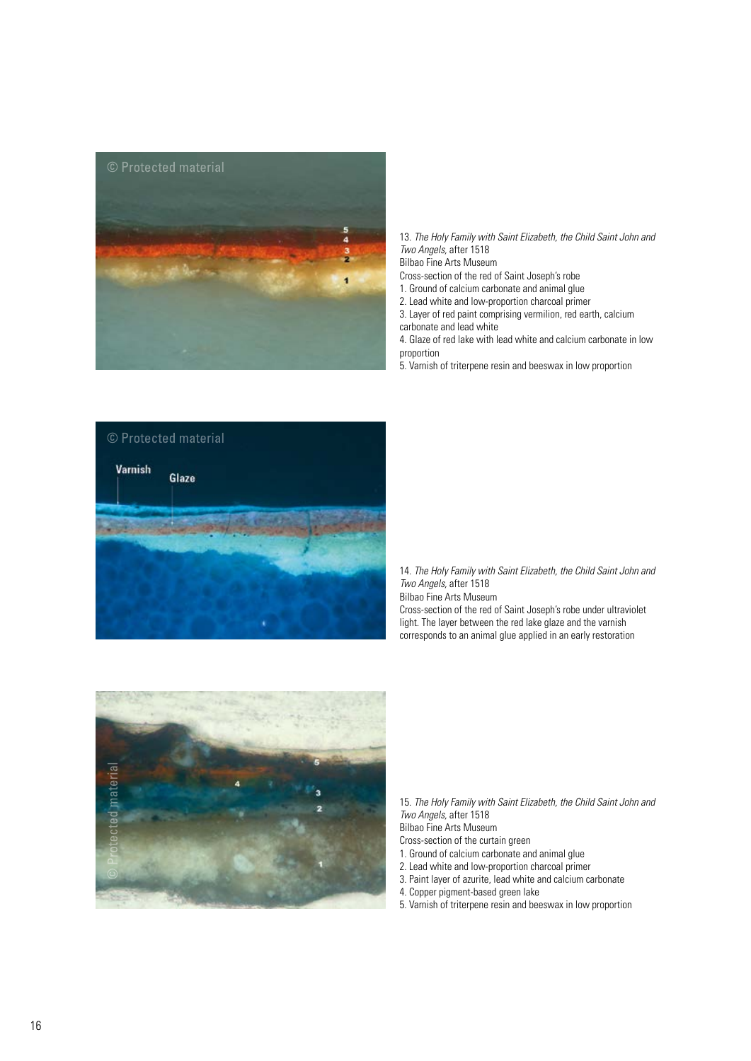13. *The Holy Family with Saint Elizabeth, the Child Saint John and Two Angels*, after 1518
Bilbao Fine Arts Museum
Cross-section of the red of Saint Joseph's robe
1. Ground of calcium carbonate and animal glue
2. Lead white and low-proportion charcoal primer
3. Layer of red paint comprising vermilion, red earth, calcium carbonate and lead white
4. Glaze of red lake with lead white and calcium carbonate in low proportion
5. Varnish of triterpene resin and beeswax in low proportion

14. *The Holy Family with Saint Elizabeth, the Child Saint John and Two Angels*, after 1518
Bilbao Fine Arts Museum
Cross-section of the red of Saint Joseph's robe under ultraviolet light. The layer between the red lake glaze and the varnish corresponds to an animal glue applied in an early restoration

15. *The Holy Family with Saint Elizabeth, the Child Saint John and Two Angels*, after 1518
Bilbao Fine Arts Museum
Cross-section of the curtain green
1. Ground of calcium carbonate and animal glue
2. Lead white and low-proportion charcoal primer
3. Paint layer of azurite, lead white and calcium carbonate
4. Copper pigment-based green lake
5. Varnish of triterpene resin and beeswax in low proportion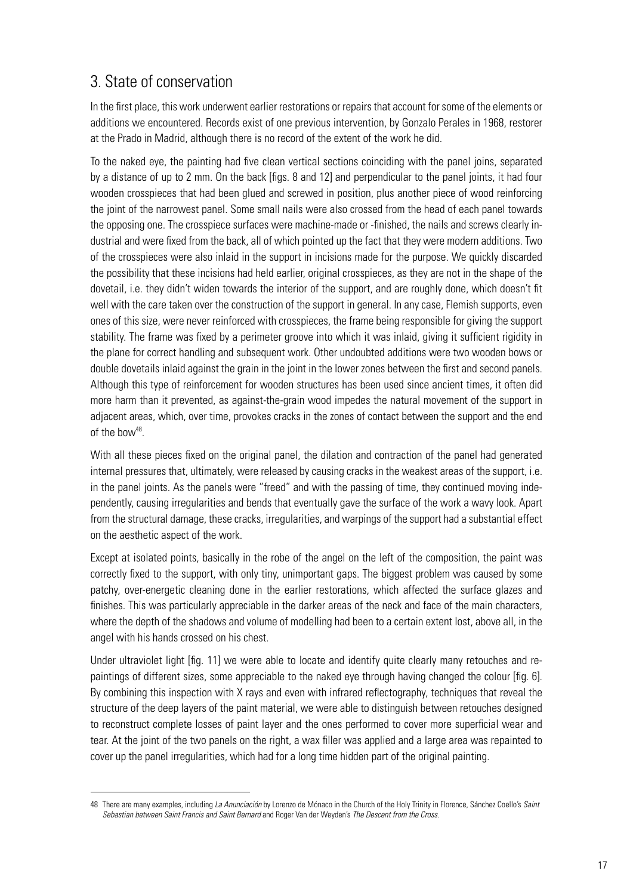## 3. State of conservation

In the first place, this work underwent earlier restorations or repairs that account for some of the elements or additions we encountered. Records exist of one previous intervention, by Gonzalo Perales in 1968, restorer at the Prado in Madrid, although there is no record of the extent of the work he did.

To the naked eye, the painting had five clean vertical sections coinciding with the panel joins, separated by a distance of up to 2 mm. On the back [figs. 8 and 12] and perpendicular to the panel joints, it had four wooden crosspieces that had been glued and screwed in position, plus another piece of wood reinforcing the joint of the narrowest panel. Some small nails were also crossed from the head of each panel towards the opposing one. The crosspiece surfaces were machine-made or -finished, the nails and screws clearly industrial and were fixed from the back, all of which pointed up the fact that they were modern additions. Two of the crosspieces were also inlaid in the support in incisions made for the purpose. We quickly discarded the possibility that these incisions had held earlier, original crosspieces, as they are not in the shape of the dovetail, i.e. they didn't widen towards the interior of the support, and are roughly done, which doesn't fit well with the care taken over the construction of the support in general. In any case, Flemish supports, even ones of this size, were never reinforced with crosspieces, the frame being responsible for giving the support stability. The frame was fixed by a perimeter groove into which it was inlaid, giving it sufficient rigidity in the plane for correct handling and subsequent work. Other undoubted additions were two wooden bows or double dovetails inlaid against the grain in the joint in the lower zones between the first and second panels. Although this type of reinforcement for wooden structures has been used since ancient times, it often did more harm than it prevented, as against-the-grain wood impedes the natural movement of the support in adjacent areas, which, over time, provokes cracks in the zones of contact between the support and the end of the bow[48].

With all these pieces fixed on the original panel, the dilation and contraction of the panel had generated internal pressures that, ultimately, were released by causing cracks in the weakest areas of the support, i.e. in the panel joints. As the panels were "freed" and with the passing of time, they continued moving independently, causing irregularities and bends that eventually gave the surface of the work a wavy look. Apart from the structural damage, these cracks, irregularities, and warpings of the support had a substantial effect on the aesthetic aspect of the work.

Except at isolated points, basically in the robe of the angel on the left of the composition, the paint was correctly fixed to the support, with only tiny, unimportant gaps. The biggest problem was caused by some patchy, over-energetic cleaning done in the earlier restorations, which affected the surface glazes and finishes. This was particularly appreciable in the darker areas of the neck and face of the main characters, where the depth of the shadows and volume of modelling had been to a certain extent lost, above all, in the angel with his hands crossed on his chest.

Under ultraviolet light [fig. 11] we were able to locate and identify quite clearly many retouches and repaintings of different sizes, some appreciable to the naked eye through having changed the colour [fig. 6]. By combining this inspection with X rays and even with infrared reflectography, techniques that reveal the structure of the deep layers of the paint material, we were able to distinguish between retouches designed to reconstruct complete losses of paint layer and the ones performed to cover more superficial wear and tear. At the joint of the two panels on the right, a wax filler was applied and a large area was repainted to cover up the panel irregularities, which had for a long time hidden part of the original painting.

---

48 There are many examples, including *La Anunciación* by Lorenzo de Mónaco in the Church of the Holy Trinity in Florence, Sánchez Coello's *Saint Sebastian between Saint Francis and Saint Bernard* and Roger Van der Weyden's *The Descent from the Cross*.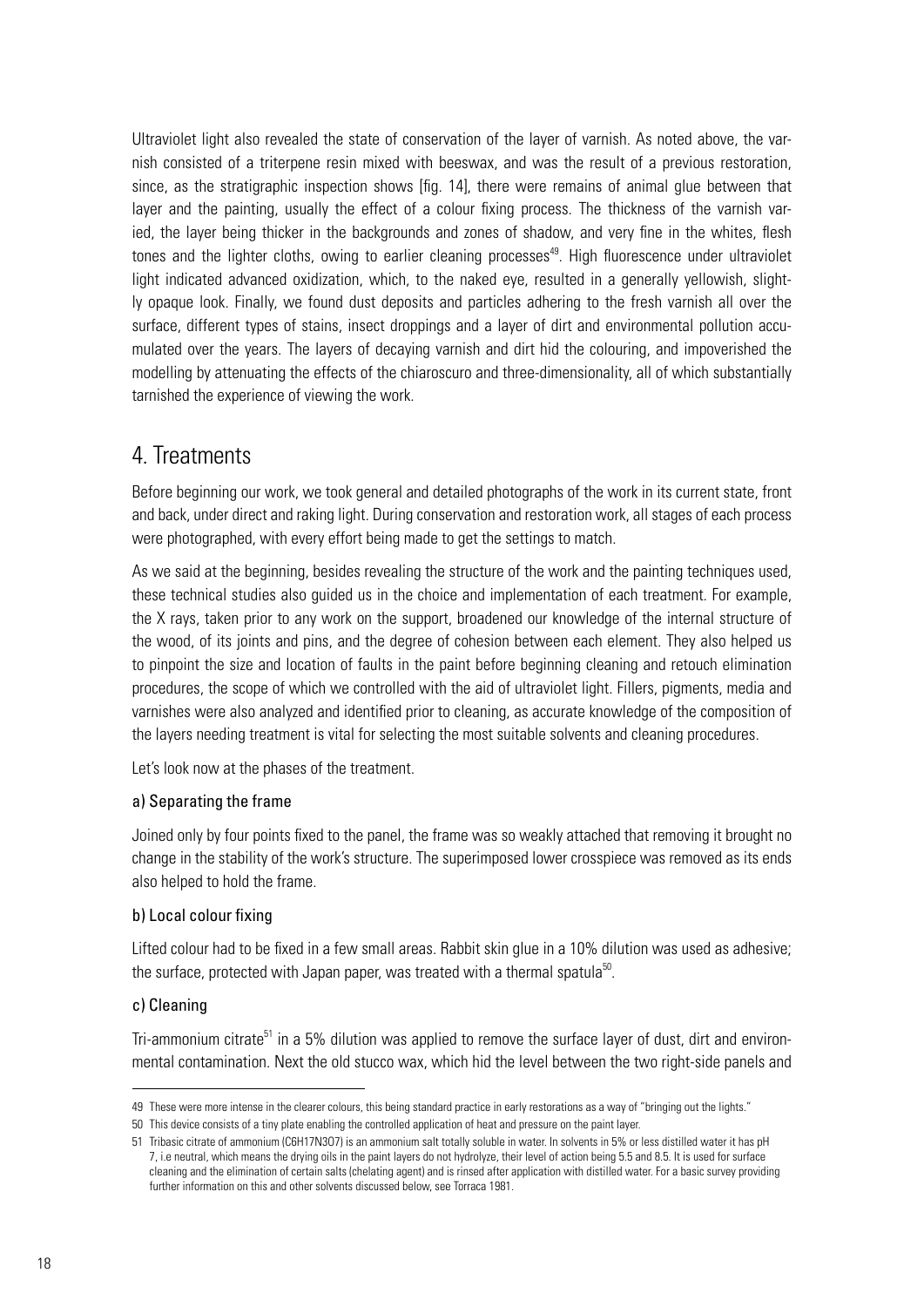Ultraviolet light also revealed the state of conservation of the layer of varnish. As noted above, the varnish consisted of a triterpene resin mixed with beeswax, and was the result of a previous restoration, since, as the stratigraphic inspection shows [fig. 14], there were remains of animal glue between that layer and the painting, usually the effect of a colour fixing process. The thickness of the varnish varied, the layer being thicker in the backgrounds and zones of shadow, and very fine in the whites, flesh tones and the lighter cloths, owing to earlier cleaning processes[49]. High fluorescence under ultraviolet light indicated advanced oxidization, which, to the naked eye, resulted in a generally yellowish, slightly opaque look. Finally, we found dust deposits and particles adhering to the fresh varnish all over the surface, different types of stains, insect droppings and a layer of dirt and environmental pollution accumulated over the years. The layers of decaying varnish and dirt hid the colouring, and impoverished the modelling by attenuating the effects of the chiaroscuro and three-dimensionality, all of which substantially tarnished the experience of viewing the work.

## 4. Treatments

Before beginning our work, we took general and detailed photographs of the work in its current state, front and back, under direct and raking light. During conservation and restoration work, all stages of each process were photographed, with every effort being made to get the settings to match.

As we said at the beginning, besides revealing the structure of the work and the painting techniques used, these technical studies also guided us in the choice and implementation of each treatment. For example, the X rays, taken prior to any work on the support, broadened our knowledge of the internal structure of the wood, of its joints and pins, and the degree of cohesion between each element. They also helped us to pinpoint the size and location of faults in the paint before beginning cleaning and retouch elimination procedures, the scope of which we controlled with the aid of ultraviolet light. Fillers, pigments, media and varnishes were also analyzed and identified prior to cleaning, as accurate knowledge of the composition of the layers needing treatment is vital for selecting the most suitable solvents and cleaning procedures.

Let's look now at the phases of the treatment.

### a) Separating the frame

Joined only by four points fixed to the panel, the frame was so weakly attached that removing it brought no change in the stability of the work's structure. The superimposed lower crosspiece was removed as its ends also helped to hold the frame.

### b) Local colour fixing

Lifted colour had to be fixed in a few small areas. Rabbit skin glue in a 10% dilution was used as adhesive; the surface, protected with Japan paper, was treated with a thermal spatula[50].

### c) Cleaning

Tri-ammonium citrate[51] in a 5% dilution was applied to remove the surface layer of dust, dirt and environmental contamination. Next the old stucco wax, which hid the level between the two right-side panels and

---

49 These were more intense in the clearer colours, this being standard practice in early restorations as a way of "bringing out the lights."

50 This device consists of a tiny plate enabling the controlled application of heat and pressure on the paint layer.

51 Tribasic citrate of ammonium ($C_6H_{17}N_3O_7$) is an ammonium salt totally soluble in water. In solvents in 5% or less distilled water it has pH 7, i.e neutral, which means the drying oils in the paint layers do not hydrolyze, their level of action being 5.5 and 8.5. It is used for surface cleaning and the elimination of certain salts (chelating agent) and is rinsed after application with distilled water. For a basic survey providing further information on this and other solvents discussed below, see Torraca 1981.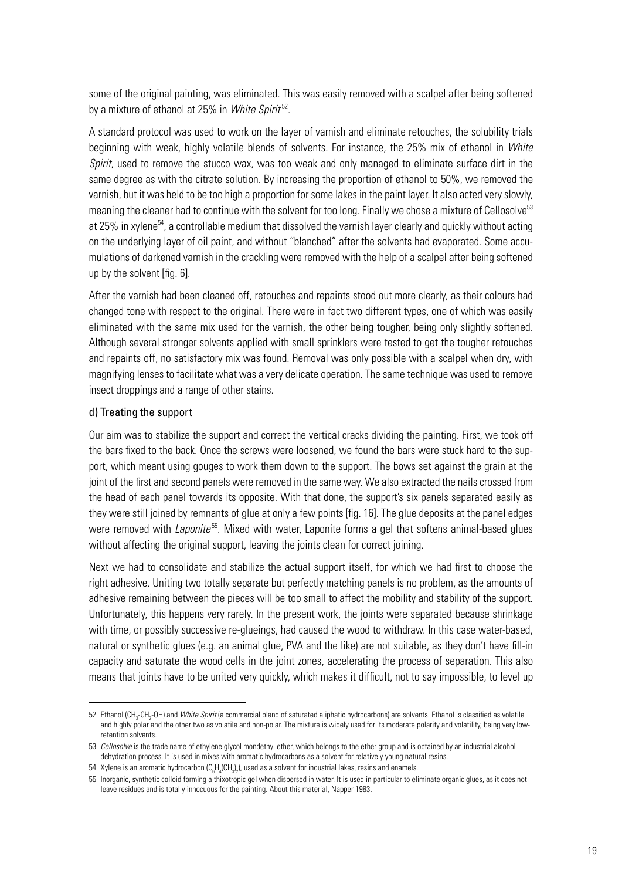some of the original painting, was eliminated. This was easily removed with a scalpel after being softened by a mixture of ethanol at 25% in *White Spirit*[52].

A standard protocol was used to work on the layer of varnish and eliminate retouches, the solubility trials beginning with weak, highly volatile blends of solvents. For instance, the 25% mix of ethanol in *White Spirit*, used to remove the stucco wax, was too weak and only managed to eliminate surface dirt in the same degree as with the citrate solution. By increasing the proportion of ethanol to 50%, we removed the varnish, but it was held to be too high a proportion for some lakes in the paint layer. It also acted very slowly, meaning the cleaner had to continue with the solvent for too long. Finally we chose a mixture of Cellosolve[53] at 25% in xylene[54], a controllable medium that dissolved the varnish layer clearly and quickly without acting on the underlying layer of oil paint, and without "blanched" after the solvents had evaporated. Some accumulations of darkened varnish in the crackling were removed with the help of a scalpel after being softened up by the solvent [fig. 6].

After the varnish had been cleaned off, retouches and repaints stood out more clearly, as their colours had changed tone with respect to the original. There were in fact two different types, one of which was easily eliminated with the same mix used for the varnish, the other being tougher, being only slightly softened. Although several stronger solvents applied with small sprinklers were tested to get the tougher retouches and repaints off, no satisfactory mix was found. Removal was only possible with a scalpel when dry, with magnifying lenses to facilitate what was a very delicate operation. The same technique was used to remove insect droppings and a range of other stains.

#### d) Treating the support

Our aim was to stabilize the support and correct the vertical cracks dividing the painting. First, we took off the bars fixed to the back. Once the screws were loosened, we found the bars were stuck hard to the support, which meant using gouges to work them down to the support. The bows set against the grain at the joint of the first and second panels were removed in the same way. We also extracted the nails crossed from the head of each panel towards its opposite. With that done, the support's six panels separated easily as they were still joined by remnants of glue at only a few points [fig. 16]. The glue deposits at the panel edges were removed with *Laponite*[55]. Mixed with water, Laponite forms a gel that softens animal-based glues without affecting the original support, leaving the joints clean for correct joining.

Next we had to consolidate and stabilize the actual support itself, for which we had first to choose the right adhesive. Uniting two totally separate but perfectly matching panels is no problem, as the amounts of adhesive remaining between the pieces will be too small to affect the mobility and stability of the support. Unfortunately, this happens very rarely. In the present work, the joints were separated because shrinkage with time, or possibly successive re-glueings, had caused the wood to withdraw. In this case water-based, natural or synthetic glues (e.g. an animal glue, PVA and the like) are not suitable, as they don't have fill-in capacity and saturate the wood cells in the joint zones, accelerating the process of separation. This also means that joints have to be united very quickly, which makes it difficult, not to say impossible, to level up

---

52 Ethanol ($CH_3$-$CH_2$-OH) and *White Spirit* (a commercial blend of saturated aliphatic hydrocarbons) are solvents. Ethanol is classified as volatile and highly polar and the other two as volatile and non-polar. The mixture is widely used for its moderate polarity and volatility, being very low-retention solvents.

53 *Cellosolve* is the trade name of ethylene glycol mondethyl ether, which belongs to the ether group and is obtained by an industrial alcohol dehydration process. It is used in mixes with aromatic hydrocarbons as a solvent for relatively young natural resins.

54 Xylene is an aromatic hydrocarbon ($C_6H_4(CH_3)_2$), used as a solvent for industrial lakes, resins and enamels.

55 Inorganic, synthetic colloid forming a thixotropic gel when dispersed in water. It is used in particular to eliminate organic glues, as it does not leave residues and is totally innocuous for the painting. About this material, Napper 1983.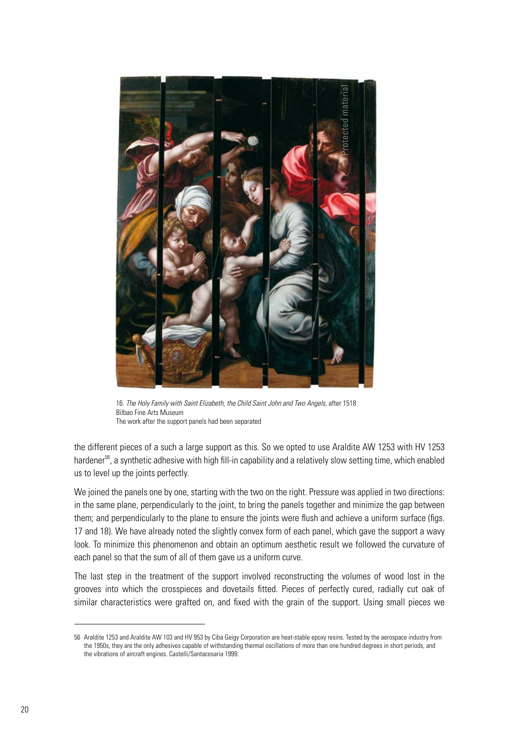16. *The Holy Family with Saint Elizabeth, the Child Saint John and Two Angels*, after 1518
Bilbao Fine Arts Museum
The work after the support panels had been separated

the different pieces of a such a large support as this. So we opted to use Araldite AW 1253 with HV 1253 hardener[56], a synthetic adhesive with high fill-in capability and a relatively slow setting time, which enabled us to level up the joints perfectly.

We joined the panels one by one, starting with the two on the right. Pressure was applied in two directions: in the same plane, perpendicularly to the joint, to bring the panels together and minimize the gap between them; and perpendicularly to the plane to ensure the joints were flush and achieve a uniform surface (figs. 17 and 18). We have already noted the slightly convex form of each panel, which gave the support a wavy look. To minimize this phenomenon and obtain an optimum aesthetic result we followed the curvature of each panel so that the sum of all of them gave us a uniform curve.

The last step in the treatment of the support involved reconstructing the volumes of wood lost in the grooves into which the crosspieces and dovetails fitted. Pieces of perfectly cured, radially cut oak of similar characteristics were grafted on, and fixed with the grain of the support. Using small pieces we

---

56 Araldite 1253 and Araldite AW 103 and HV 953 by Ciba Geigy Corporation are heat-stable epoxy resins. Tested by the aerospace industry from the 1950s, they are the only adhesives capable of withstanding thermal oscillations of more than one hundred degrees in short periods, and the vibrations of aircraft engines. Castelli/Santacesaria 1999.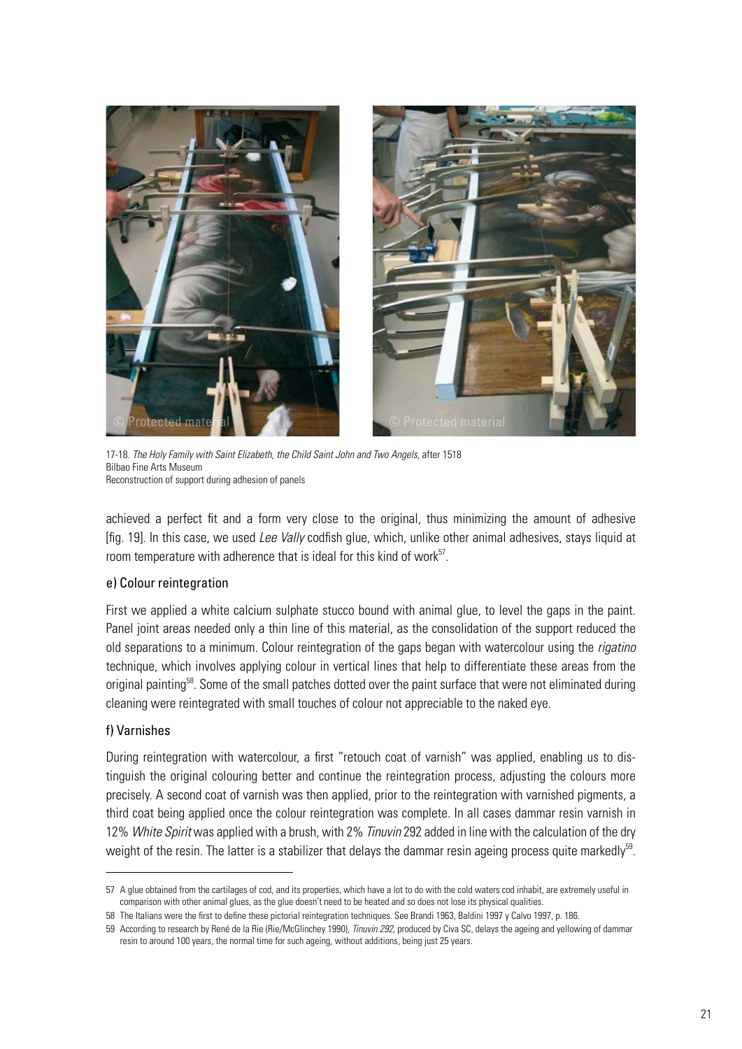17-18. *The Holy Family with Saint Elizabeth, the Child Saint John and Two Angels,* after 1518
Bilbao Fine Arts Museum
Reconstruction of support during adhesion of panels

achieved a perfect fit and a form very close to the original, thus minimizing the amount of adhesive [fig. 19]. In this case, we used *Lee Vally* codfish glue, which, unlike other animal adhesives, stays liquid at room temperature with adherence that is ideal for this kind of work[57].

### e) Colour reintegration

First we applied a white calcium sulphate stucco bound with animal glue, to level the gaps in the paint. Panel joint areas needed only a thin line of this material, as the consolidation of the support reduced the old separations to a minimum. Colour reintegration of the gaps began with watercolour using the *rigatino* technique, which involves applying colour in vertical lines that help to differentiate these areas from the original painting[58]. Some of the small patches dotted over the paint surface that were not eliminated during cleaning were reintegrated with small touches of colour not appreciable to the naked eye.

### f) Varnishes

During reintegration with watercolour, a first "retouch coat of varnish" was applied, enabling us to distinguish the original colouring better and continue the reintegration process, adjusting the colours more precisely. A second coat of varnish was then applied, prior to the reintegration with varnished pigments, a third coat being applied once the colour reintegration was complete. In all cases dammar resin varnish in 12% *White Spirit* was applied with a brush, with 2% *Tinuvin* 292 added in line with the calculation of the dry weight of the resin. The latter is a stabilizer that delays the dammar resin ageing process quite markedly[59].

---

57 A glue obtained from the cartilages of cod, and its properties, which have a lot to do with the cold waters cod inhabit, are extremely useful in comparison with other animal glues, as the glue doesn't need to be heated and so does not lose its physical qualities.

58 The Italians were the first to define these pictorial reintegration techniques. See Brandi 1963, Baldini 1997 y Calvo 1997, p. 186.

59 According to research by René de la Rie (Rie/McGlinchey 1990), *Tinuvin 292*, produced by Civa SC, delays the ageing and yellowing of dammar resin to around 100 years, the normal time for such ageing, without additions, being just 25 years.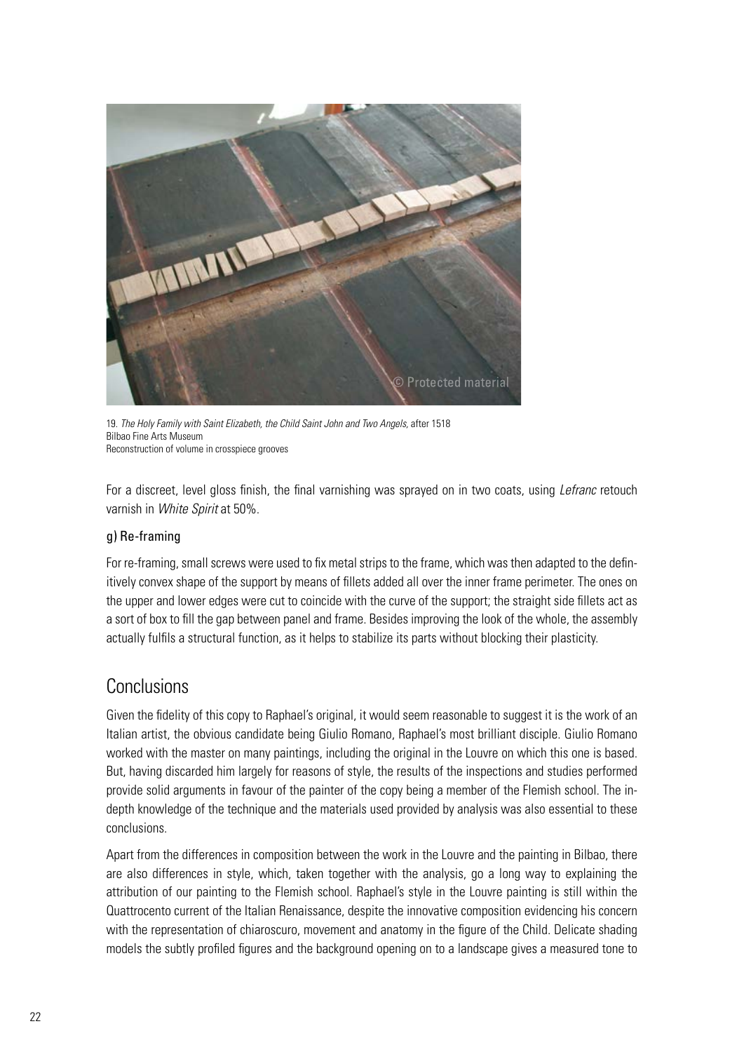19. *The Holy Family with Saint Elizabeth, the Child Saint John and Two Angels*, after 1518
Bilbao Fine Arts Museum
Reconstruction of volume in crosspiece grooves

For a discreet, level gloss finish, the final varnishing was sprayed on in two coats, using *Lefranc* retouch varnish in *White Spirit* at 50%.

### g) Re-framing

For re-framing, small screws were used to fix metal strips to the frame, which was then adapted to the definitively convex shape of the support by means of fillets added all over the inner frame perimeter. The ones on the upper and lower edges were cut to coincide with the curve of the support; the straight side fillets act as a sort of box to fill the gap between panel and frame. Besides improving the look of the whole, the assembly actually fulfils a structural function, as it helps to stabilize its parts without blocking their plasticity.

## Conclusions

Given the fidelity of this copy to Raphael's original, it would seem reasonable to suggest it is the work of an Italian artist, the obvious candidate being Giulio Romano, Raphael's most brilliant disciple. Giulio Romano worked with the master on many paintings, including the original in the Louvre on which this one is based. But, having discarded him largely for reasons of style, the results of the inspections and studies performed provide solid arguments in favour of the painter of the copy being a member of the Flemish school. The in-depth knowledge of the technique and the materials used provided by analysis was also essential to these conclusions.

Apart from the differences in composition between the work in the Louvre and the painting in Bilbao, there are also differences in style, which, taken together with the analysis, go a long way to explaining the attribution of our painting to the Flemish school. Raphael's style in the Louvre painting is still within the Quattrocento current of the Italian Renaissance, despite the innovative composition evidencing his concern with the representation of chiaroscuro, movement and anatomy in the figure of the Child. Delicate shading models the subtly profiled figures and the background opening on to a landscape gives a measured tone to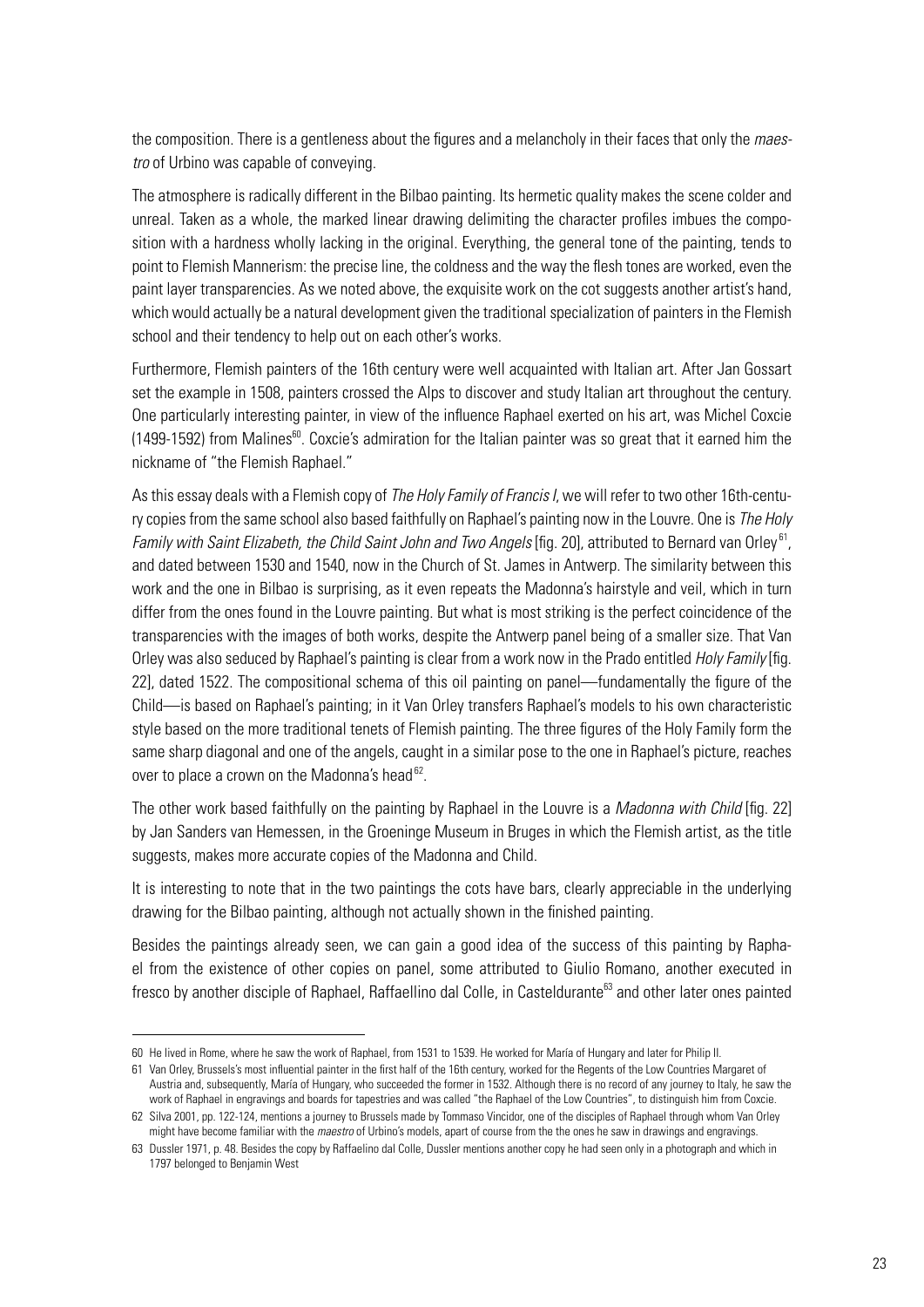the composition. There is a gentleness about the figures and a melancholy in their faces that only the *maestro* of Urbino was capable of conveying.

The atmosphere is radically different in the Bilbao painting. Its hermetic quality makes the scene colder and unreal. Taken as a whole, the marked linear drawing delimiting the character profiles imbues the composition with a hardness wholly lacking in the original. Everything, the general tone of the painting, tends to point to Flemish Mannerism: the precise line, the coldness and the way the flesh tones are worked, even the paint layer transparencies. As we noted above, the exquisite work on the cot suggests another artist's hand, which would actually be a natural development given the traditional specialization of painters in the Flemish school and their tendency to help out on each other's works.

Furthermore, Flemish painters of the 16th century were well acquainted with Italian art. After Jan Gossart set the example in 1508, painters crossed the Alps to discover and study Italian art throughout the century. One particularly interesting painter, in view of the influence Raphael exerted on his art, was Michel Coxcie (1499-1592) from Malines[60]. Coxcie's admiration for the Italian painter was so great that it earned him the nickname of "the Flemish Raphael."

As this essay deals with a Flemish copy of *The Holy Family of Francis I*, we will refer to two other 16th-century copies from the same school also based faithfully on Raphael's painting now in the Louvre. One is *The Holy Family with Saint Elizabeth, the Child Saint John and Two Angels* [fig. 20], attributed to Bernard van Orley[61], and dated between 1530 and 1540, now in the Church of St. James in Antwerp. The similarity between this work and the one in Bilbao is surprising, as it even repeats the Madonna's hairstyle and veil, which in turn differ from the ones found in the Louvre painting. But what is most striking is the perfect coincidence of the transparencies with the images of both works, despite the Antwerp panel being of a smaller size. That Van Orley was also seduced by Raphael's painting is clear from a work now in the Prado entitled *Holy Family* [fig. 22], dated 1522. The compositional schema of this oil painting on panel—fundamentally the figure of the Child—is based on Raphael's painting; in it Van Orley transfers Raphael's models to his own characteristic style based on the more traditional tenets of Flemish painting. The three figures of the Holy Family form the same sharp diagonal and one of the angels, caught in a similar pose to the one in Raphael's picture, reaches over to place a crown on the Madonna's head[62].

The other work based faithfully on the painting by Raphael in the Louvre is a *Madonna with Child* [fig. 22] by Jan Sanders van Hemessen, in the Groeninge Museum in Bruges in which the Flemish artist, as the title suggests, makes more accurate copies of the Madonna and Child.

It is interesting to note that in the two paintings the cots have bars, clearly appreciable in the underlying drawing for the Bilbao painting, although not actually shown in the finished painting.

Besides the paintings already seen, we can gain a good idea of the success of this painting by Raphael from the existence of other copies on panel, some attributed to Giulio Romano, another executed in fresco by another disciple of Raphael, Raffaellino dal Colle, in Casteldurante[63] and other later ones painted

---

60 He lived in Rome, where he saw the work of Raphael, from 1531 to 1539. He worked for María of Hungary and later for Philip II.

61 Van Orley, Brussels's most influential painter in the first half of the 16th century, worked for the Regents of the Low Countries Margaret of Austria and, subsequently, María of Hungary, who succeeded the former in 1532. Although there is no record of any journey to Italy, he saw the work of Raphael in engravings and boards for tapestries and was called "the Raphael of the Low Countries", to distinguish him from Coxcie.

62 Silva 2001, pp. 122-124, mentions a journey to Brussels made by Tommaso Vincidor, one of the disciples of Raphael through whom Van Orley might have become familiar with the *maestro* of Urbino's models, apart of course from the the ones he saw in drawings and engravings.

63 Dussler 1971, p. 48. Besides the copy by Raffaelino dal Colle, Dussler mentions another copy he had seen only in a photograph and which in 1797 belonged to Benjamin West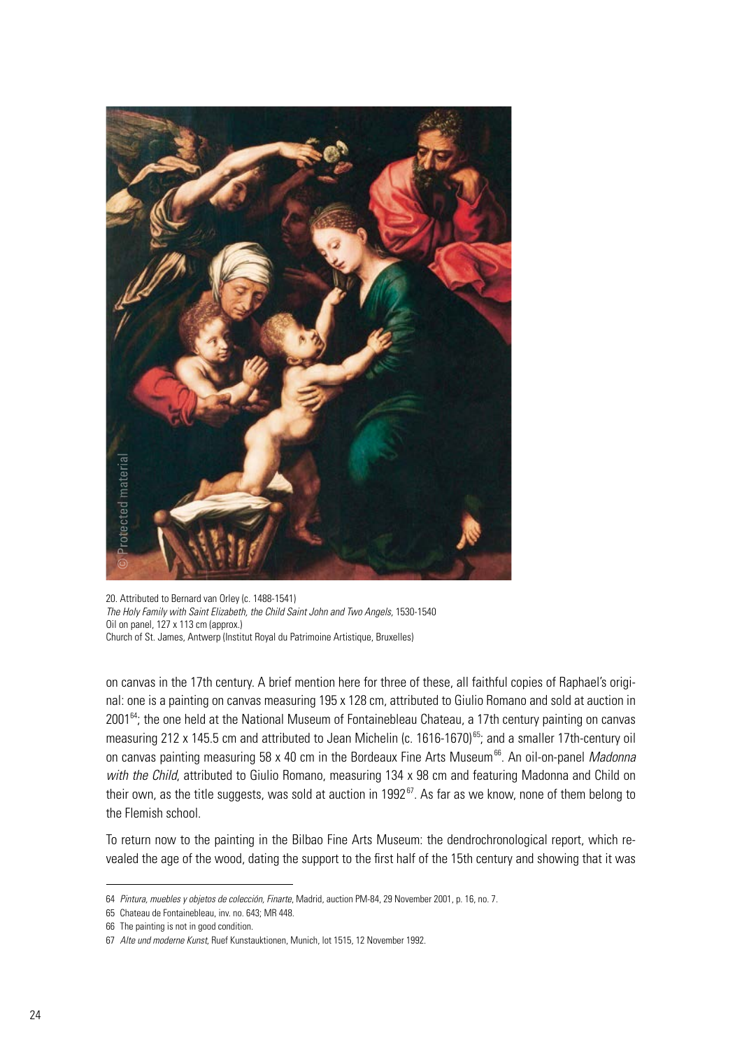20. Attributed to Bernard van Orley (c. 1488-1541)
*The Holy Family with Saint Elizabeth, the Child Saint John and Two Angels*, 1530-1540
Oil on panel, 127 x 113 cm (approx.)
Church of St. James, Antwerp (Institut Royal du Patrimoine Artistique, Bruxelles)

on canvas in the 17th century. A brief mention here for three of these, all faithful copies of Raphael's original: one is a painting on canvas measuring 195 x 128 cm, attributed to Giulio Romano and sold at auction in 2001[64]; the one held at the National Museum of Fontainebleau Chateau, a 17th century painting on canvas measuring 212 x 145.5 cm and attributed to Jean Michelin (c. 1616-1670)[65]; and a smaller 17th-century oil on canvas painting measuring 58 x 40 cm in the Bordeaux Fine Arts Museum[66]. An oil-on-panel *Madonna with the Child*, attributed to Giulio Romano, measuring 134 x 98 cm and featuring Madonna and Child on their own, as the title suggests, was sold at auction in 1992[67]. As far as we know, none of them belong to the Flemish school.

To return now to the painting in the Bilbao Fine Arts Museum: the dendrochronological report, which revealed the age of the wood, dating the support to the first half of the 15th century and showing that it was

---

64 *Pintura, muebles y objetos de colección, Finarte*, Madrid, auction PM-84, 29 November 2001, p. 16, no. 7.

65 Chateau de Fontainebleau, inv. no. 643; MR 448.

66 The painting is not in good condition.

67 *Alte und moderne Kunst*, Ruef Kunstauktionen, Munich, lot 1515, 12 November 1992.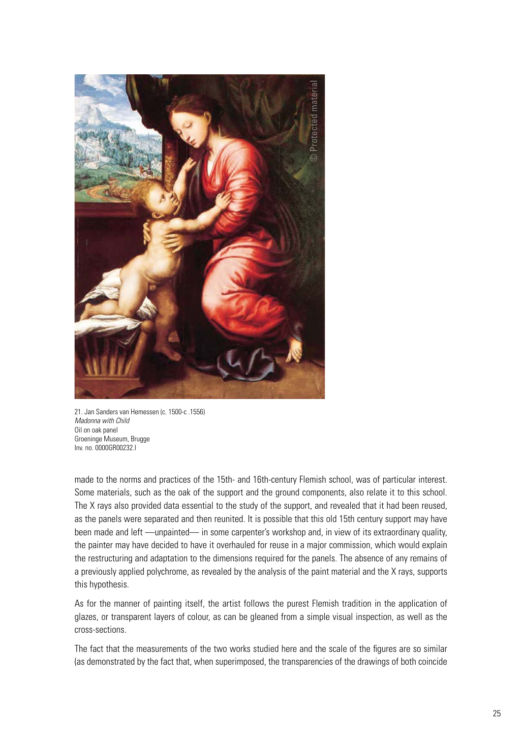21. Jan Sanders van Hemessen (c. 1500-c .1556)
*Madonna with Child*
Oil on oak panel
Groeninge Museum, Brugge
Inv. no. 0000GR00232.I

made to the norms and practices of the 15th- and 16th-century Flemish school, was of particular interest. Some materials, such as the oak of the support and the ground components, also relate it to this school. The X rays also provided data essential to the study of the support, and revealed that it had been reused, as the panels were separated and then reunited. It is possible that this old 15th century support may have been made and left —unpainted— in some carpenter's workshop and, in view of its extraordinary quality, the painter may have decided to have it overhauled for reuse in a major commission, which would explain the restructuring and adaptation to the dimensions required for the panels. The absence of any remains of a previously applied polychrome, as revealed by the analysis of the paint material and the X rays, supports this hypothesis.

As for the manner of painting itself, the artist follows the purest Flemish tradition in the application of glazes, or transparent layers of colour, as can be gleaned from a simple visual inspection, as well as the cross-sections.

The fact that the measurements of the two works studied here and the scale of the figures are so similar (as demonstrated by the fact that, when superimposed, the transparencies of the drawings of both coincide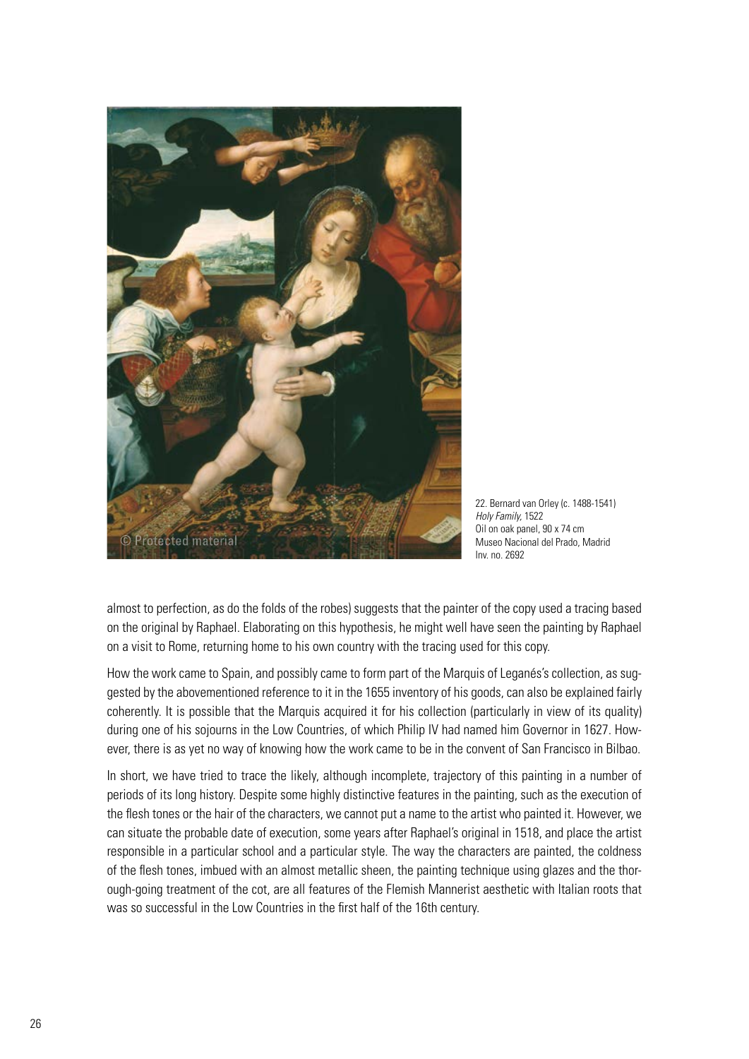22. Bernard van Orley (c. 1488-1541)
*Holy Family*, 1522
Oil on oak panel, 90 x 74 cm
Museo Nacional del Prado, Madrid
Inv. no. 2692

almost to perfection, as do the folds of the robes) suggests that the painter of the copy used a tracing based on the original by Raphael. Elaborating on this hypothesis, he might well have seen the painting by Raphael on a visit to Rome, returning home to his own country with the tracing used for this copy.

How the work came to Spain, and possibly came to form part of the Marquis of Leganés's collection, as suggested by the abovementioned reference to it in the 1655 inventory of his goods, can also be explained fairly coherently. It is possible that the Marquis acquired it for his collection (particularly in view of its quality) during one of his sojourns in the Low Countries, of which Philip IV had named him Governor in 1627. However, there is as yet no way of knowing how the work came to be in the convent of San Francisco in Bilbao.

In short, we have tried to trace the likely, although incomplete, trajectory of this painting in a number of periods of its long history. Despite some highly distinctive features in the painting, such as the execution of the flesh tones or the hair of the characters, we cannot put a name to the artist who painted it. However, we can situate the probable date of execution, some years after Raphael's original in 1518, and place the artist responsible in a particular school and a particular style. The way the characters are painted, the coldness of the flesh tones, imbued with an almost metallic sheen, the painting technique using glazes and the thorough-going treatment of the cot, are all features of the Flemish Mannerist aesthetic with Italian roots that was so successful in the Low Countries in the first half of the 16th century.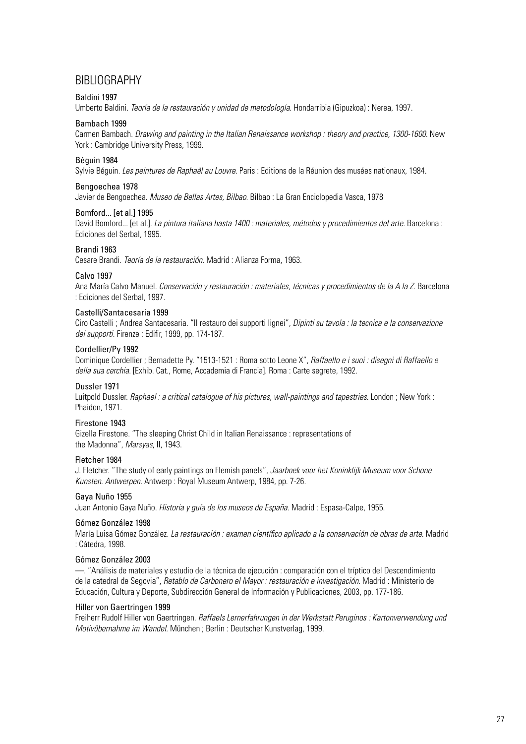## BIBLIOGRAPHY

**Baldini 1997**
Umberto Baldini. *Teoría de la restauración y unidad de metodología*. Hondarribia (Gipuzkoa) : Nerea, 1997.

**Bambach 1999**
Carmen Bambach. *Drawing and painting in the Italian Renaissance workshop : theory and practice, 1300-1600*. New York : Cambridge University Press, 1999.

**Béguin 1984**
Sylvie Béguin. *Les peintures de Raphaël au Louvre*. Paris : Editions de la Réunion des musées nationaux, 1984.

**Bengoechea 1978**
Javier de Bengoechea. *Museo de Bellas Artes, Bilbao*. Bilbao : La Gran Enciclopedia Vasca, 1978

**Bomford... [et al.] 1995**
David Bomford... [et al.]. *La pintura italiana hasta 1400 : materiales, métodos y procedimientos del arte*. Barcelona : Ediciones del Serbal, 1995.

**Brandi 1963**
Cesare Brandi. *Teoría de la restauración*. Madrid : Alianza Forma, 1963.

**Calvo 1997**
Ana María Calvo Manuel. *Conservación y restauración : materiales, técnicas y procedimientos de la A la Z*. Barcelona : Ediciones del Serbal, 1997.

**Castelli/Santacesaria 1999**
Ciro Castelli ; Andrea Santacesaria. "Il restauro dei supporti lignei", *Dipinti su tavola : la tecnica e la conservazione dei supporti*. Firenze : Edifir, 1999, pp. 174-187.

**Cordellier/Py 1992**
Dominique Cordellier ; Bernadette Py. "1513-1521 : Roma sotto Leone X", *Raffaello e i suoi : disegni di Raffaello e della sua cerchia*. [Exhib. Cat., Rome, Accademia di Francia]. Roma : Carte segrete, 1992.

**Dussler 1971**
Luitpold Dussler. *Raphael : a critical catalogue of his pictures, wall-paintings and tapestries*. London ; New York : Phaidon, 1971.

**Firestone 1943**
Gizella Firestone. "The sleeping Christ Child in Italian Renaissance : representations of the Madonna", *Marsyas*, II, 1943.

**Fletcher 1984**
J. Fletcher. "The study of early paintings on Flemish panels", *Jaarboek voor het Koninklijk Museum voor Schone Kunsten. Antwerpen*. Antwerp : Royal Museum Antwerp, 1984, pp. 7-26.

**Gaya Nuño 1955**
Juan Antonio Gaya Nuño. *Historia y guía de los museos de España*. Madrid : Espasa-Calpe, 1955.

**Gómez González 1998**
María Luisa Gómez González. *La restauración : examen científico aplicado a la conservación de obras de arte*. Madrid : Cátedra, 1998.

**Gómez González 2003**
—. "Análisis de materiales y estudio de la técnica de ejecución : comparación con el tríptico del Descendimiento de la catedral de Segovia", *Retablo de Carbonero el Mayor : restauración e investigación*. Madrid : Ministerio de Educación, Cultura y Deporte, Subdirección General de Información y Publicaciones, 2003, pp. 177-186.

**Hiller von Gaertringen 1999**
Freiherr Rudolf Hiller von Gaertringen. *Raffaels Lernerfahrungen in der Werkstatt Peruginos : Kartonverwendung und Motivübernahme im Wandel*. München ; Berlin : Deutscher Kunstverlag, 1999.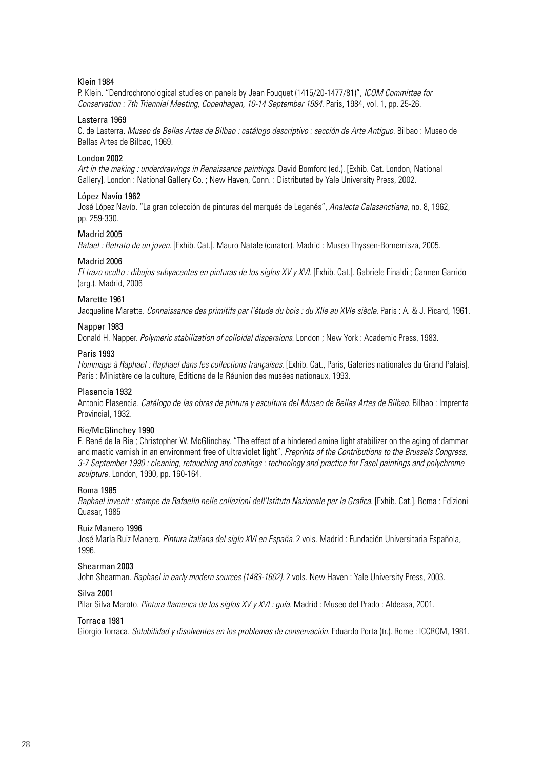Klein 1984

P. Klein. "Dendrochronological studies on panels by Jean Fouquet (1415/20-1477/81)", *ICOM Committee for Conservation : 7th Triennial Meeting, Copenhagen, 10-14 September 1984.* Paris, 1984, vol. 1, pp. 25-26.

Lasterra 1969

C. de Lasterra. *Museo de Bellas Artes de Bilbao : catálogo descriptivo : sección de Arte Antiguo.* Bilbao : Museo de Bellas Artes de Bilbao, 1969.

London 2002

*Art in the making : underdrawings in Renaissance paintings.* David Bomford (ed.). [Exhib. Cat. London, National Gallery]. London : National Gallery Co. ; New Haven, Conn. : Distributed by Yale University Press, 2002.

López Navío 1962

José López Navío. "La gran colección de pinturas del marqués de Leganés", *Analecta Calasanctiana*, no. 8, 1962, pp. 259-330.

Madrid 2005

*Rafael : Retrato de un joven.* [Exhib. Cat.]. Mauro Natale (curator). Madrid : Museo Thyssen-Bornemisza, 2005.

Madrid 2006

*El trazo oculto : dibujos subyacentes en pinturas de los siglos XV y XVI.* [Exhib. Cat.]. Gabriele Finaldi ; Carmen Garrido (arg.). Madrid, 2006

Marette 1961

Jacqueline Marette. *Connaissance des primitifs par l'étude du bois : du XIIe au XVIe siècle.* Paris : A. & J. Picard, 1961.

Napper 1983

Donald H. Napper. *Polymeric stabilization of colloidal dispersions.* London ; New York : Academic Press, 1983.

Paris 1993

*Hommage à Raphael : Raphael dans les collections françaises.* [Exhib. Cat., Paris, Galeries nationales du Grand Palais]. Paris : Ministère de la culture, Editions de la Réunion des musées nationaux, 1993.

Plasencia 1932

Antonio Plasencia. *Catálogo de las obras de pintura y escultura del Museo de Bellas Artes de Bilbao.* Bilbao : Imprenta Provincial, 1932.

Rie/McGlinchey 1990

E. René de la Rie ; Christopher W. McGlinchey. "The effect of a hindered amine light stabilizer on the aging of dammar and mastic varnish in an environment free of ultraviolet light", *Preprints of the Contributions to the Brussels Congress, 3-7 September 1990 : cleaning, retouching and coatings : technology and practice for Easel paintings and polychrome sculpture.* London, 1990, pp. 160-164.

Roma 1985

*Raphael invenit : stampe da Rafaello nelle collezioni dell'Istituto Nazionale per la Grafica.* [Exhib. Cat.]. Roma : Edizioni Quasar, 1985

Ruiz Manero 1996

José María Ruiz Manero. *Pintura italiana del siglo XVI en España.* 2 vols. Madrid : Fundación Universitaria Española, 1996.

Shearman 2003

John Shearman. *Raphael in early modern sources (1483-1602).* 2 vols. New Haven : Yale University Press, 2003.

Silva 2001

Pilar Silva Maroto. *Pintura flamenca de los siglos XV y XVI : guía.* Madrid : Museo del Prado : Aldeasa, 2001.

Torraca 1981

Giorgio Torraca. *Solubilidad y disolventes en los problemas de conservación.* Eduardo Porta (tr.). Rome : ICCROM, 1981.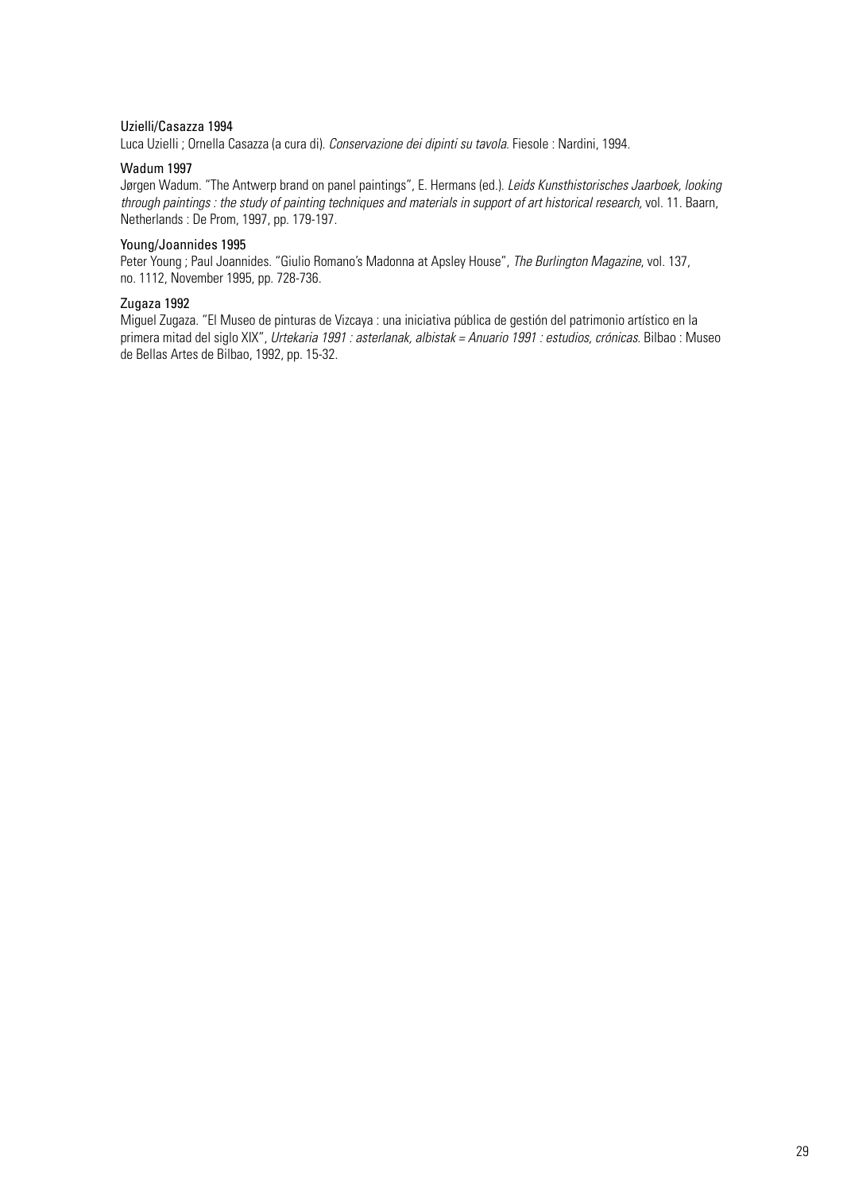Uzielli/Casazza 1994

Luca Uzielli ; Ornella Casazza (a cura di). *Conservazione dei dipinti su tavola*. Fiesole : Nardini, 1994.

Wadum 1997

Jørgen Wadum. "The Antwerp brand on panel paintings", E. Hermans (ed.). *Leids Kunsthistorisches Jaarboek, looking through paintings : the study of painting techniques and materials in support of art historical research*, vol. 11. Baarn, Netherlands : De Prom, 1997, pp. 179-197.

Young/Joannides 1995

Peter Young ; Paul Joannides. "Giulio Romano's Madonna at Apsley House", *The Burlington Magazine*, vol. 137, no. 1112, November 1995, pp. 728-736.

Zugaza 1992

Miguel Zugaza. "El Museo de pinturas de Vizcaya : una iniciativa pública de gestión del patrimonio artístico en la primera mitad del siglo XIX", *Urtekaria 1991 : asterlanak, albistak = Anuario 1991 : estudios, crónicas*. Bilbao : Museo de Bellas Artes de Bilbao, 1992, pp. 15-32.